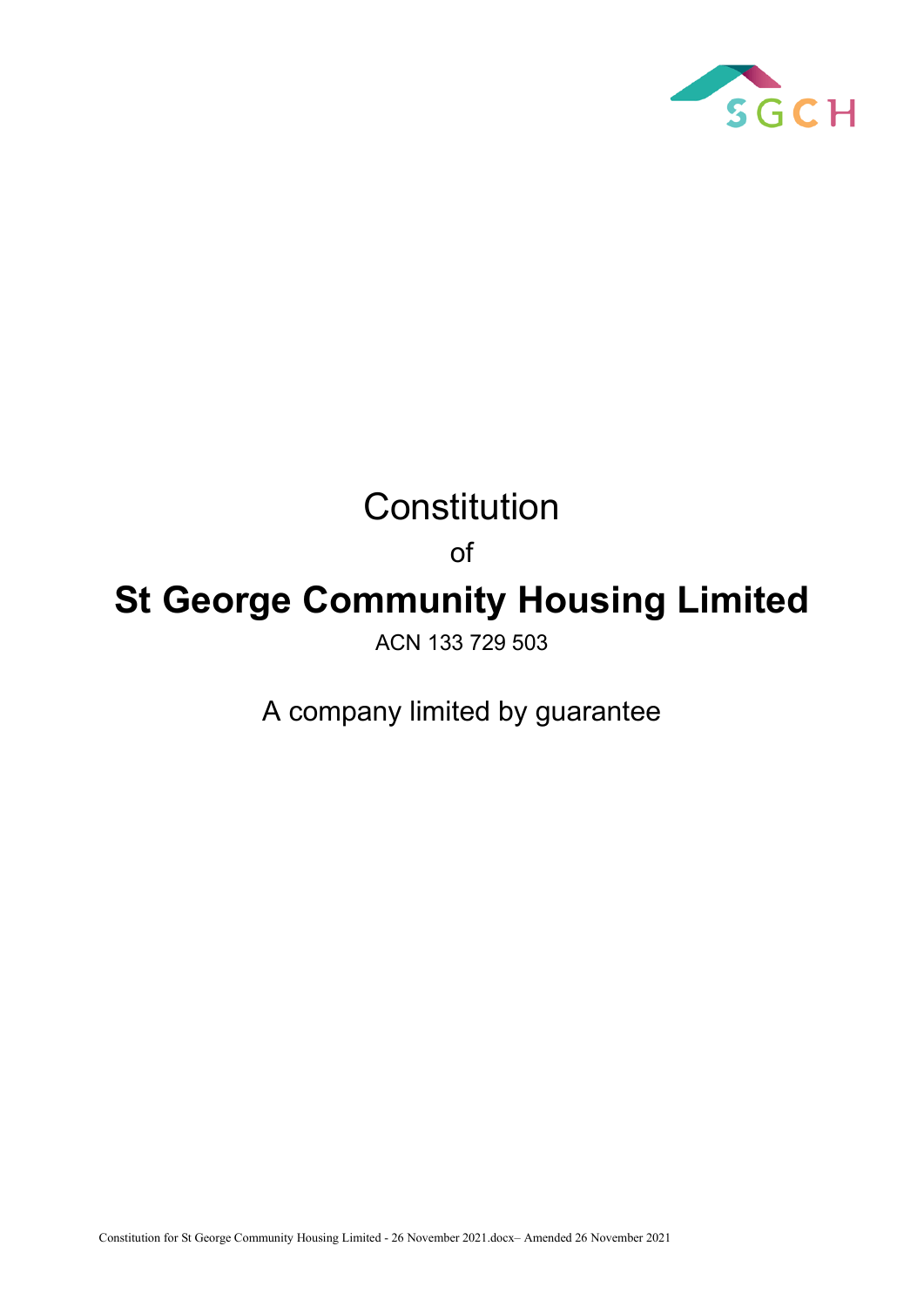# Constitution

of

# St George Community Housing Limited

ACN 133 729 503

A company limited by guarantee

Constitution for St George Community Housing Limited - 26 November 2021.docx– Amended 26 November 2021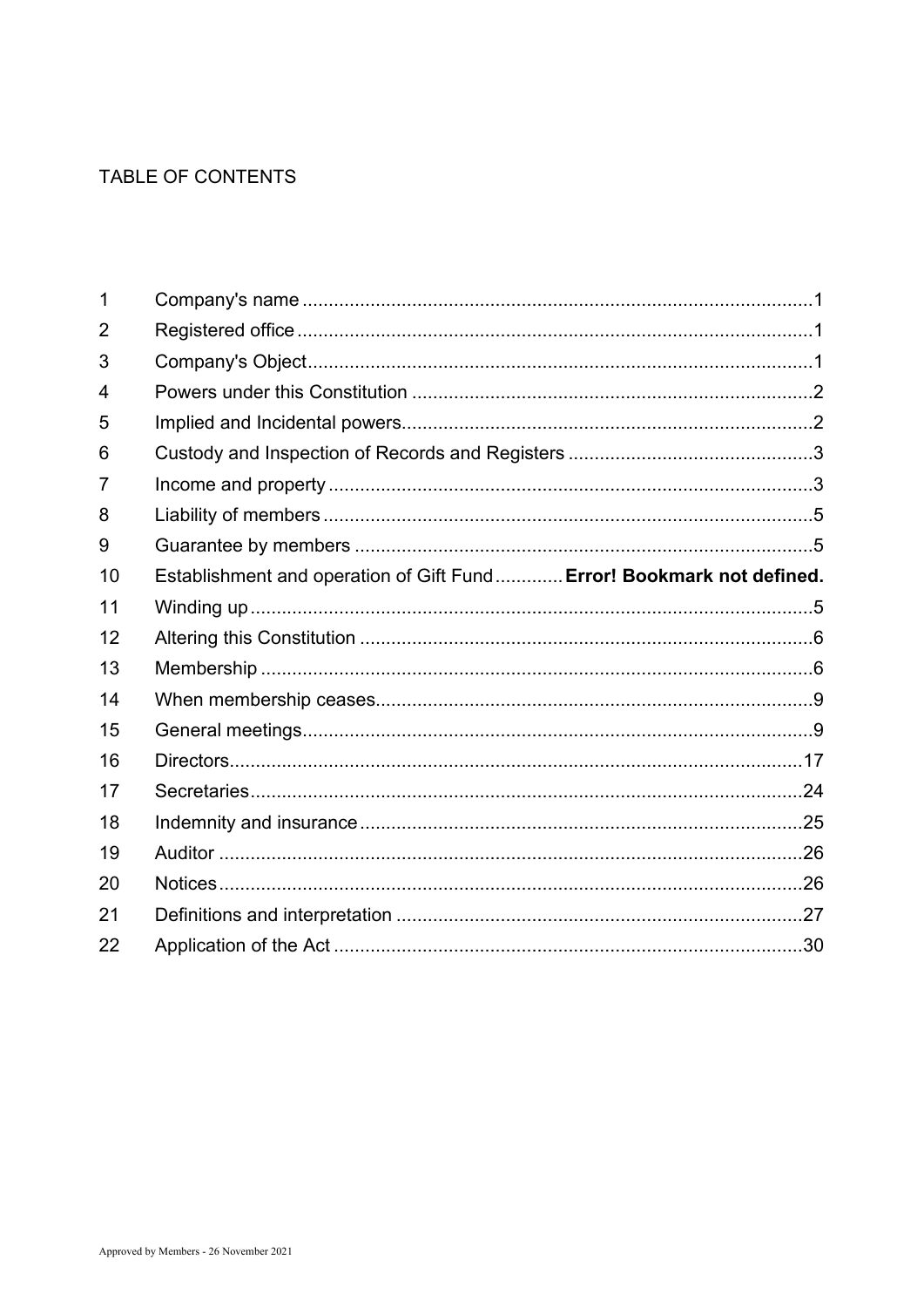# TABLE OF CONTENTS

| | | |
|---|---|---|
| 1 | Company's name | 1 |
| 2 | Registered office | 1 |
| 3 | Company's Object | 1 |
| 4 | Powers under this Constitution | 2 |
| 5 | Implied and Incidental powers | 2 |
| 6 | Custody and Inspection of Records and Registers | 3 |
| 7 | Income and property | 3 |
| 8 | Liability of members | 5 |
| 9 | Guarantee by members | 5 |
| 10 | Establishment and operation of Gift Fund | **Error! Bookmark not defined.** |
| 11 | Winding up | 5 |
| 12 | Altering this Constitution | 6 |
| 13 | Membership | 6 |
| 14 | When membership ceases | 9 |
| 15 | General meetings | 9 |
| 16 | Directors | 17 |
| 17 | Secretaries | 24 |
| 18 | Indemnity and insurance | 25 |
| 19 | Auditor | 26 |
| 20 | Notices | 26 |
| 21 | Definitions and interpretation | 27 |
| 22 | Application of the Act | 30 |

Approved by Members - 26 November 2021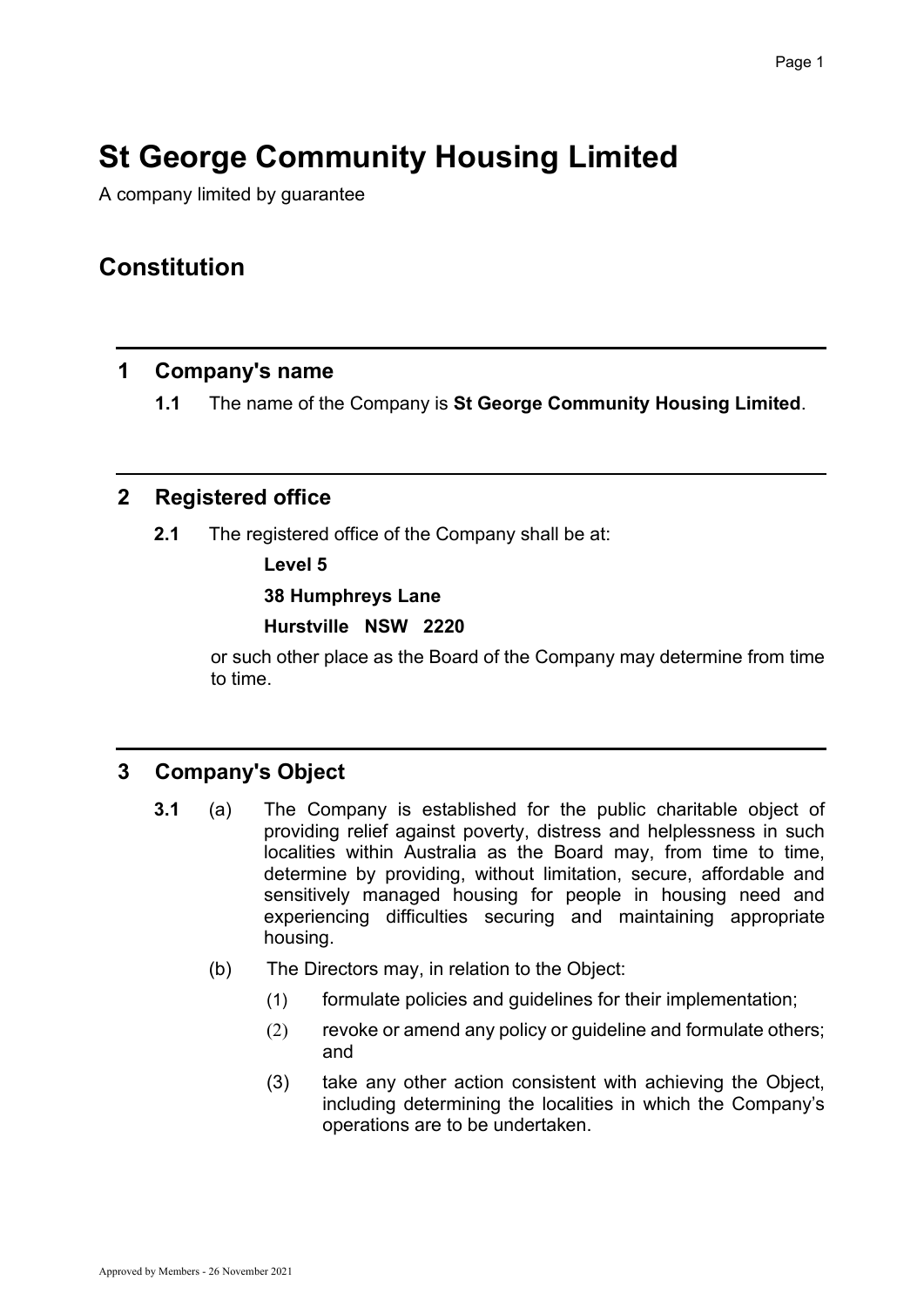# St George Community Housing Limited

A company limited by guarantee

## Constitution

## 1 Company's name

**1.1** The name of the Company is **St George Community Housing Limited**.

## 2 Registered office

**2.1** The registered office of the Company shall be at:

**Level 5**

**38 Humphreys Lane**

**Hurstville NSW 2220**

or such other place as the Board of the Company may determine from time to time.

## 3 Company's Object

**3.1** (a) The Company is established for the public charitable object of providing relief against poverty, distress and helplessness in such localities within Australia as the Board may, from time to time, determine by providing, without limitation, secure, affordable and sensitively managed housing for people in housing need and experiencing difficulties securing and maintaining appropriate housing.

(b) The Directors may, in relation to the Object:

(1) formulate policies and guidelines for their implementation;

(2) revoke or amend any policy or guideline and formulate others; and

(3) take any other action consistent with achieving the Object, including determining the localities in which the Company's operations are to be undertaken.

Approved by Members - 26 November 2021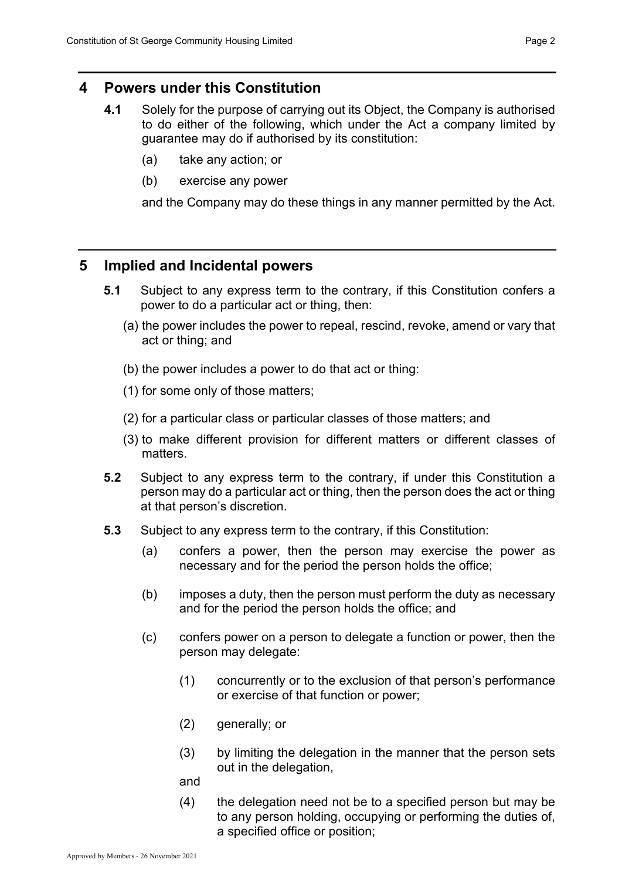## 4 Powers under this Constitution

**4.1** Solely for the purpose of carrying out its Object, the Company is authorised to do either of the following, which under the Act a company limited by guarantee may do if authorised by its constitution:

(a) take any action; or

(b) exercise any power

and the Company may do these things in any manner permitted by the Act.

## 5 Implied and Incidental powers

**5.1** Subject to any express term to the contrary, if this Constitution confers a power to do a particular act or thing, then:

(a) the power includes the power to repeal, rescind, revoke, amend or vary that act or thing; and

(b) the power includes a power to do that act or thing:

(1) for some only of those matters;

(2) for a particular class or particular classes of those matters; and

(3) to make different provision for different matters or different classes of matters.

**5.2** Subject to any express term to the contrary, if under this Constitution a person may do a particular act or thing, then the person does the act or thing at that person's discretion.

**5.3** Subject to any express term to the contrary, if this Constitution:

(a) confers a power, then the person may exercise the power as necessary and for the period the person holds the office;

(b) imposes a duty, then the person must perform the duty as necessary and for the period the person holds the office; and

(c) confers power on a person to delegate a function or power, then the person may delegate:

(1) concurrently or to the exclusion of that person's performance or exercise of that function or power;

(2) generally; or

(3) by limiting the delegation in the manner that the person sets out in the delegation,

and

(4) the delegation need not be to a specified person but may be to any person holding, occupying or performing the duties of, a specified office or position;

Approved by Members - 26 November 2021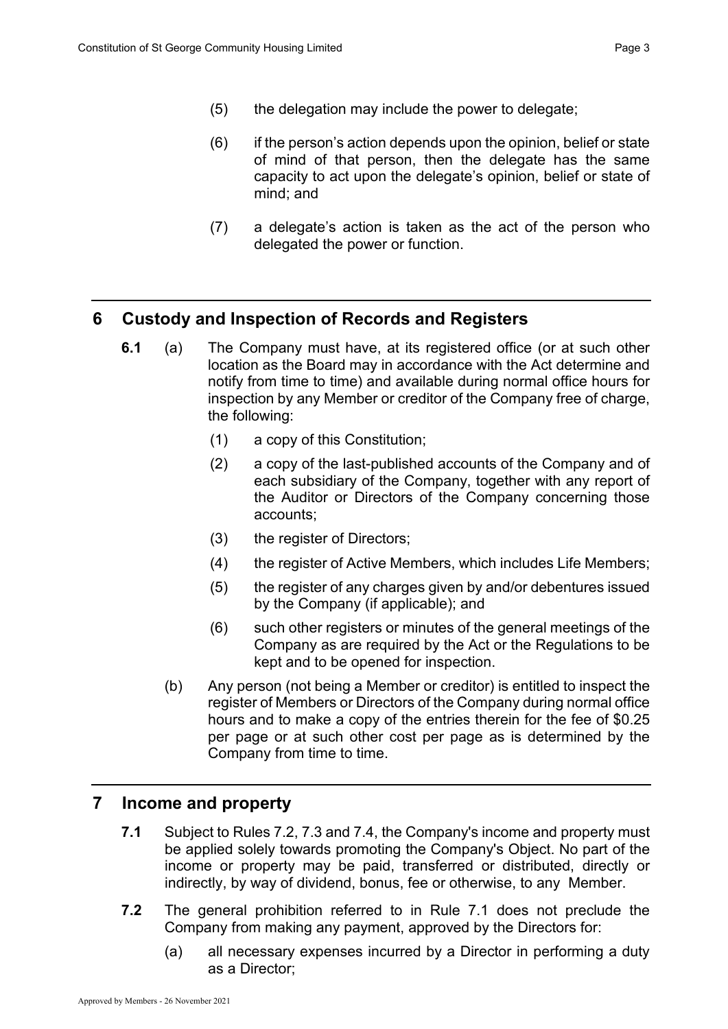(5) the delegation may include the power to delegate;

(6) if the person's action depends upon the opinion, belief or state of mind of that person, then the delegate has the same capacity to act upon the delegate's opinion, belief or state of mind; and

(7) a delegate's action is taken as the act of the person who delegated the power or function.

## 6 Custody and Inspection of Records and Registers

**6.1** (a) The Company must have, at its registered office (or at such other location as the Board may in accordance with the Act determine and notify from time to time) and available during normal office hours for inspection by any Member or creditor of the Company free of charge, the following:

(1) a copy of this Constitution;

(2) a copy of the last-published accounts of the Company and of each subsidiary of the Company, together with any report of the Auditor or Directors of the Company concerning those accounts;

(3) the register of Directors;

(4) the register of Active Members, which includes Life Members;

(5) the register of any charges given by and/or debentures issued by the Company (if applicable); and

(6) such other registers or minutes of the general meetings of the Company as are required by the Act or the Regulations to be kept and to be opened for inspection.

(b) Any person (not being a Member or creditor) is entitled to inspect the register of Members or Directors of the Company during normal office hours and to make a copy of the entries therein for the fee of $0.25 per page or at such other cost per page as is determined by the Company from time to time.

## 7 Income and property

**7.1** Subject to Rules 7.2, 7.3 and 7.4, the Company's income and property must be applied solely towards promoting the Company's Object. No part of the income or property may be paid, transferred or distributed, directly or indirectly, by way of dividend, bonus, fee or otherwise, to any Member.

**7.2** The general prohibition referred to in Rule 7.1 does not preclude the Company from making any payment, approved by the Directors for:

(a) all necessary expenses incurred by a Director in performing a duty as a Director;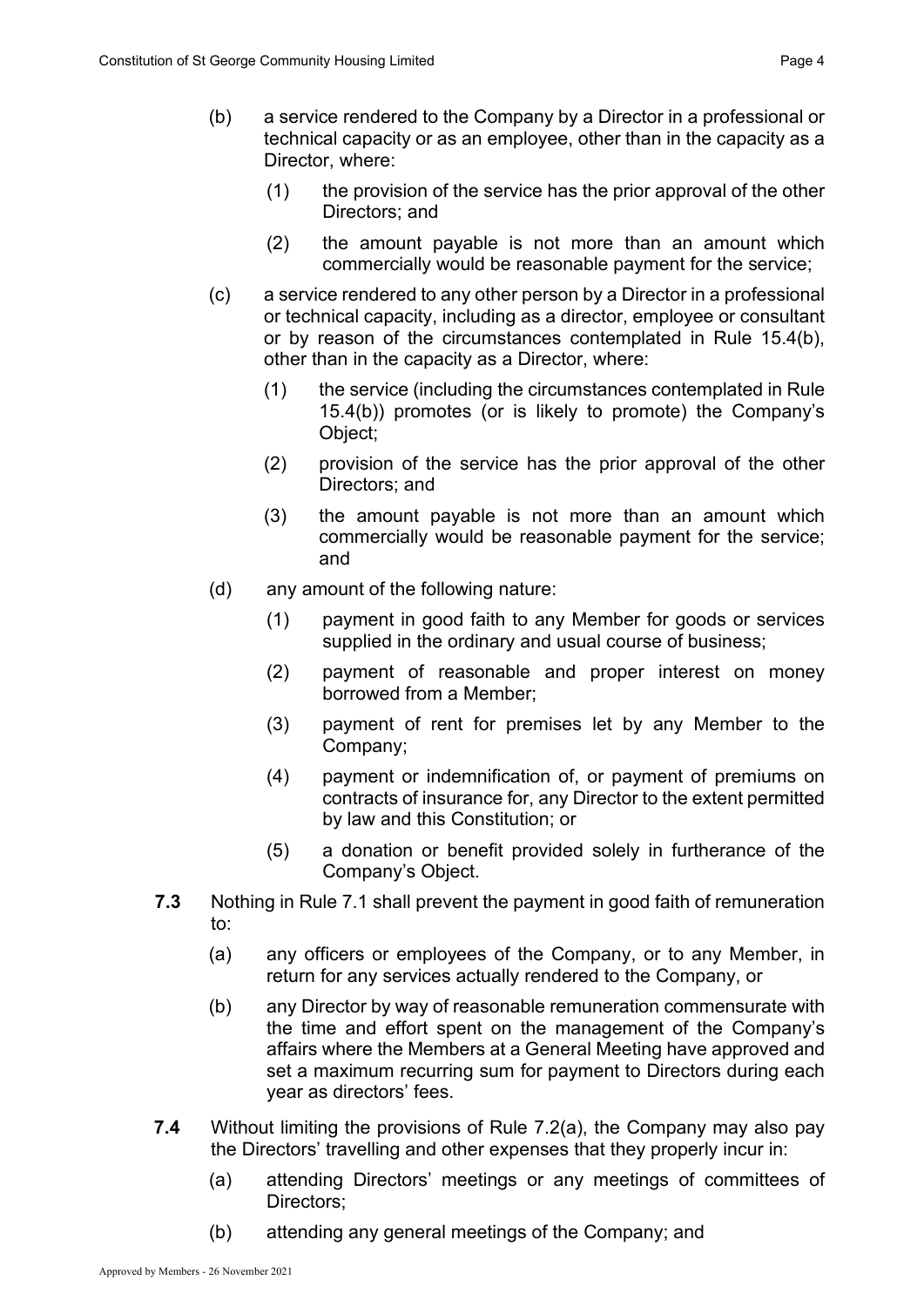(b) a service rendered to the Company by a Director in a professional or technical capacity or as an employee, other than in the capacity as a Director, where:

  (1) the provision of the service has the prior approval of the other Directors; and

  (2) the amount payable is not more than an amount which commercially would be reasonable payment for the service;

(c) a service rendered to any other person by a Director in a professional or technical capacity, including as a director, employee or consultant or by reason of the circumstances contemplated in Rule 15.4(b), other than in the capacity as a Director, where:

  (1) the service (including the circumstances contemplated in Rule 15.4(b)) promotes (or is likely to promote) the Company's Object;

  (2) provision of the service has the prior approval of the other Directors; and

  (3) the amount payable is not more than an amount which commercially would be reasonable payment for the service; and

(d) any amount of the following nature:

  (1) payment in good faith to any Member for goods or services supplied in the ordinary and usual course of business;

  (2) payment of reasonable and proper interest on money borrowed from a Member;

  (3) payment of rent for premises let by any Member to the Company;

  (4) payment or indemnification of, or payment of premiums on contracts of insurance for, any Director to the extent permitted by law and this Constitution; or

  (5) a donation or benefit provided solely in furtherance of the Company's Object.

**7.3** Nothing in Rule 7.1 shall prevent the payment in good faith of remuneration to:

(a) any officers or employees of the Company, or to any Member, in return for any services actually rendered to the Company, or

(b) any Director by way of reasonable remuneration commensurate with the time and effort spent on the management of the Company's affairs where the Members at a General Meeting have approved and set a maximum recurring sum for payment to Directors during each year as directors' fees.

**7.4** Without limiting the provisions of Rule 7.2(a), the Company may also pay the Directors' travelling and other expenses that they properly incur in:

(a) attending Directors' meetings or any meetings of committees of Directors;

(b) attending any general meetings of the Company; and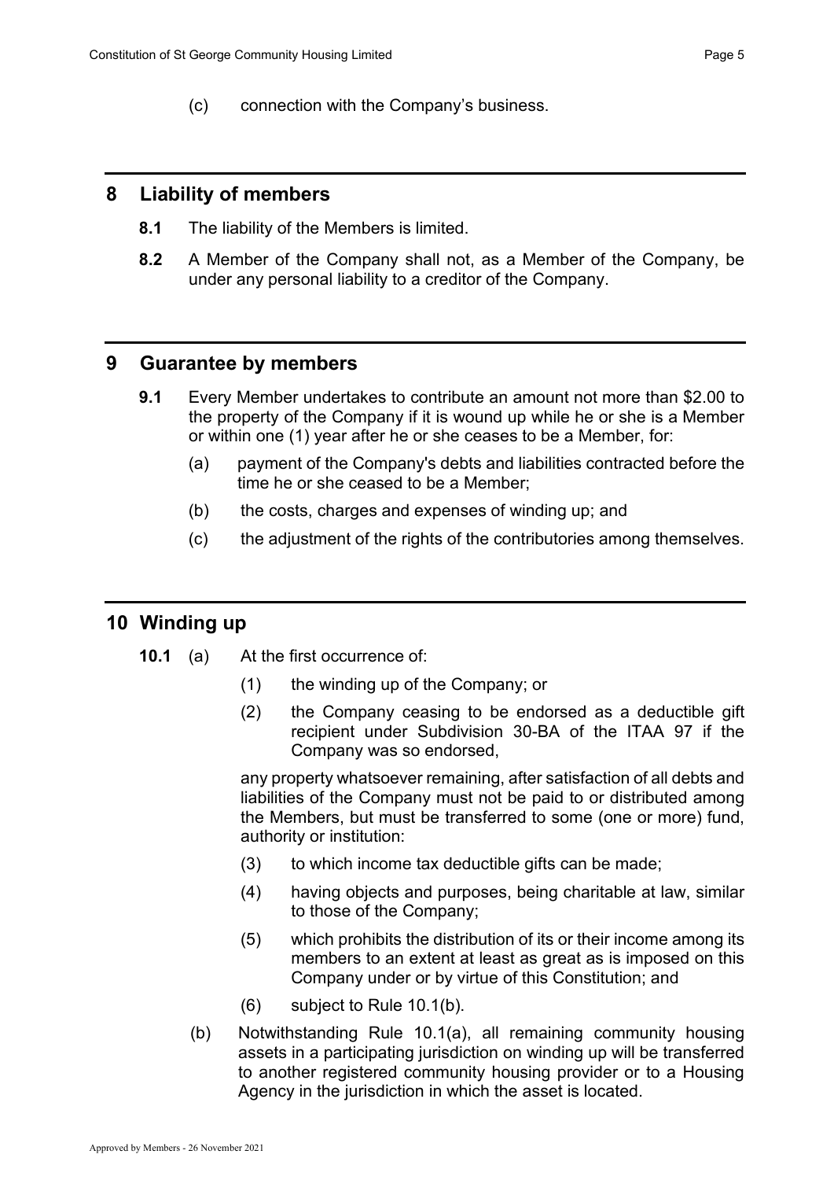(c) connection with the Company's business.

## 8 Liability of members

**8.1** The liability of the Members is limited.

**8.2** A Member of the Company shall not, as a Member of the Company, be under any personal liability to a creditor of the Company.

## 9 Guarantee by members

**9.1** Every Member undertakes to contribute an amount not more than $2.00 to the property of the Company if it is wound up while he or she is a Member or within one (1) year after he or she ceases to be a Member, for:

(a) payment of the Company's debts and liabilities contracted before the time he or she ceased to be a Member;

(b) the costs, charges and expenses of winding up; and

(c) the adjustment of the rights of the contributories among themselves.

## 10 Winding up

**10.1** (a) At the first occurrence of:

(1) the winding up of the Company; or

(2) the Company ceasing to be endorsed as a deductible gift recipient under Subdivision 30-BA of the ITAA 97 if the Company was so endorsed,

any property whatsoever remaining, after satisfaction of all debts and liabilities of the Company must not be paid to or distributed among the Members, but must be transferred to some (one or more) fund, authority or institution:

(3) to which income tax deductible gifts can be made;

(4) having objects and purposes, being charitable at law, similar to those of the Company;

(5) which prohibits the distribution of its or their income among its members to an extent at least as great as is imposed on this Company under or by virtue of this Constitution; and

(6) subject to Rule 10.1(b).

(b) Notwithstanding Rule 10.1(a), all remaining community housing assets in a participating jurisdiction on winding up will be transferred to another registered community housing provider or to a Housing Agency in the jurisdiction in which the asset is located.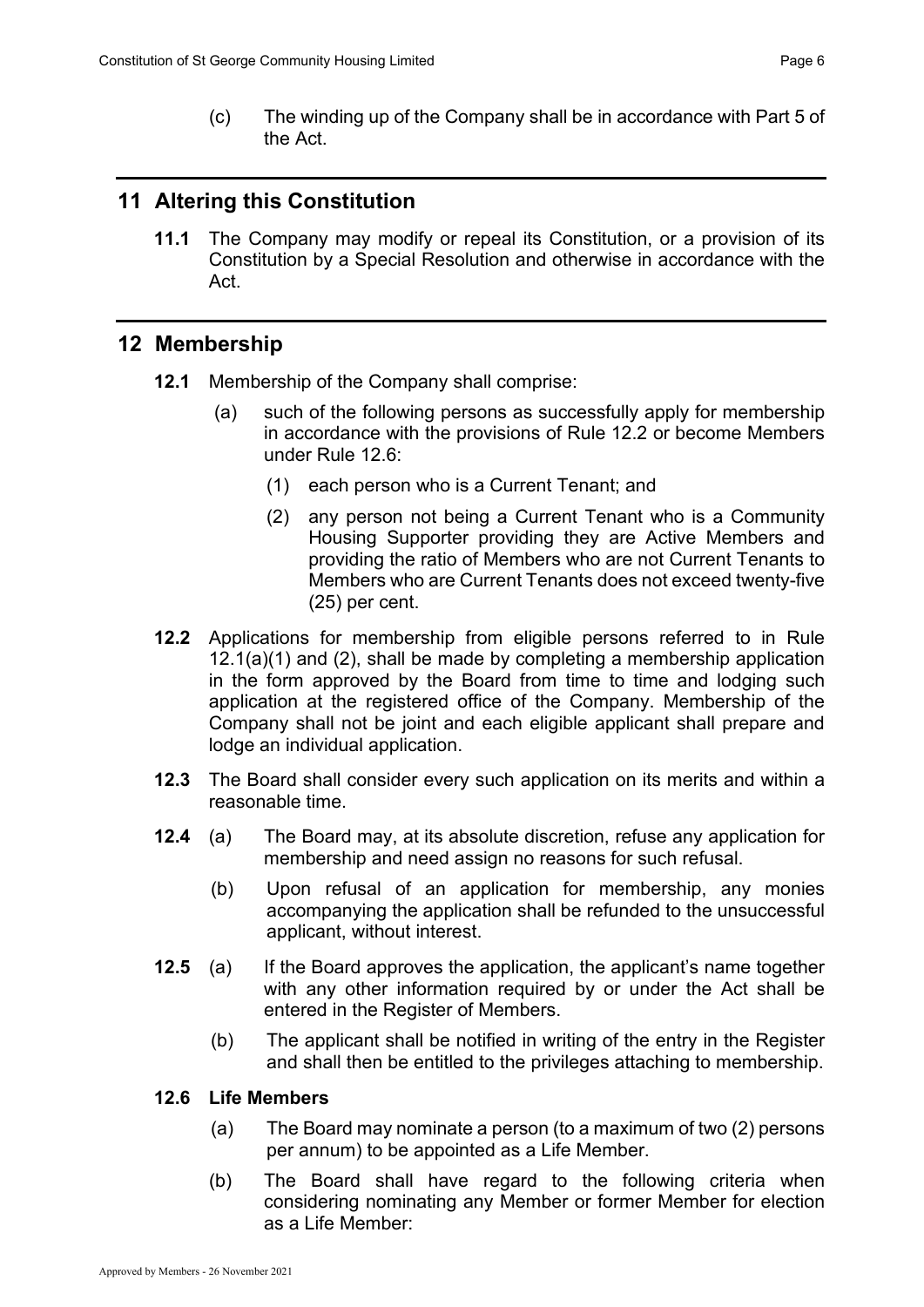(c) The winding up of the Company shall be in accordance with Part 5 of the Act.

## 11 Altering this Constitution

**11.1** The Company may modify or repeal its Constitution, or a provision of its Constitution by a Special Resolution and otherwise in accordance with the Act.

## 12 Membership

**12.1** Membership of the Company shall comprise:

(a) such of the following persons as successfully apply for membership in accordance with the provisions of Rule 12.2 or become Members under Rule 12.6:

(1) each person who is a Current Tenant; and

(2) any person not being a Current Tenant who is a Community Housing Supporter providing they are Active Members and providing the ratio of Members who are not Current Tenants to Members who are Current Tenants does not exceed twenty-five (25) per cent.

**12.2** Applications for membership from eligible persons referred to in Rule 12.1(a)(1) and (2), shall be made by completing a membership application in the form approved by the Board from time to time and lodging such application at the registered office of the Company. Membership of the Company shall not be joint and each eligible applicant shall prepare and lodge an individual application.

**12.3** The Board shall consider every such application on its merits and within a reasonable time.

**12.4** (a) The Board may, at its absolute discretion, refuse any application for membership and need assign no reasons for such refusal.

(b) Upon refusal of an application for membership, any monies accompanying the application shall be refunded to the unsuccessful applicant, without interest.

**12.5** (a) If the Board approves the application, the applicant's name together with any other information required by or under the Act shall be entered in the Register of Members.

(b) The applicant shall be notified in writing of the entry in the Register and shall then be entitled to the privileges attaching to membership.

### 12.6 Life Members

(a) The Board may nominate a person (to a maximum of two (2) persons per annum) to be appointed as a Life Member.

(b) The Board shall have regard to the following criteria when considering nominating any Member or former Member for election as a Life Member: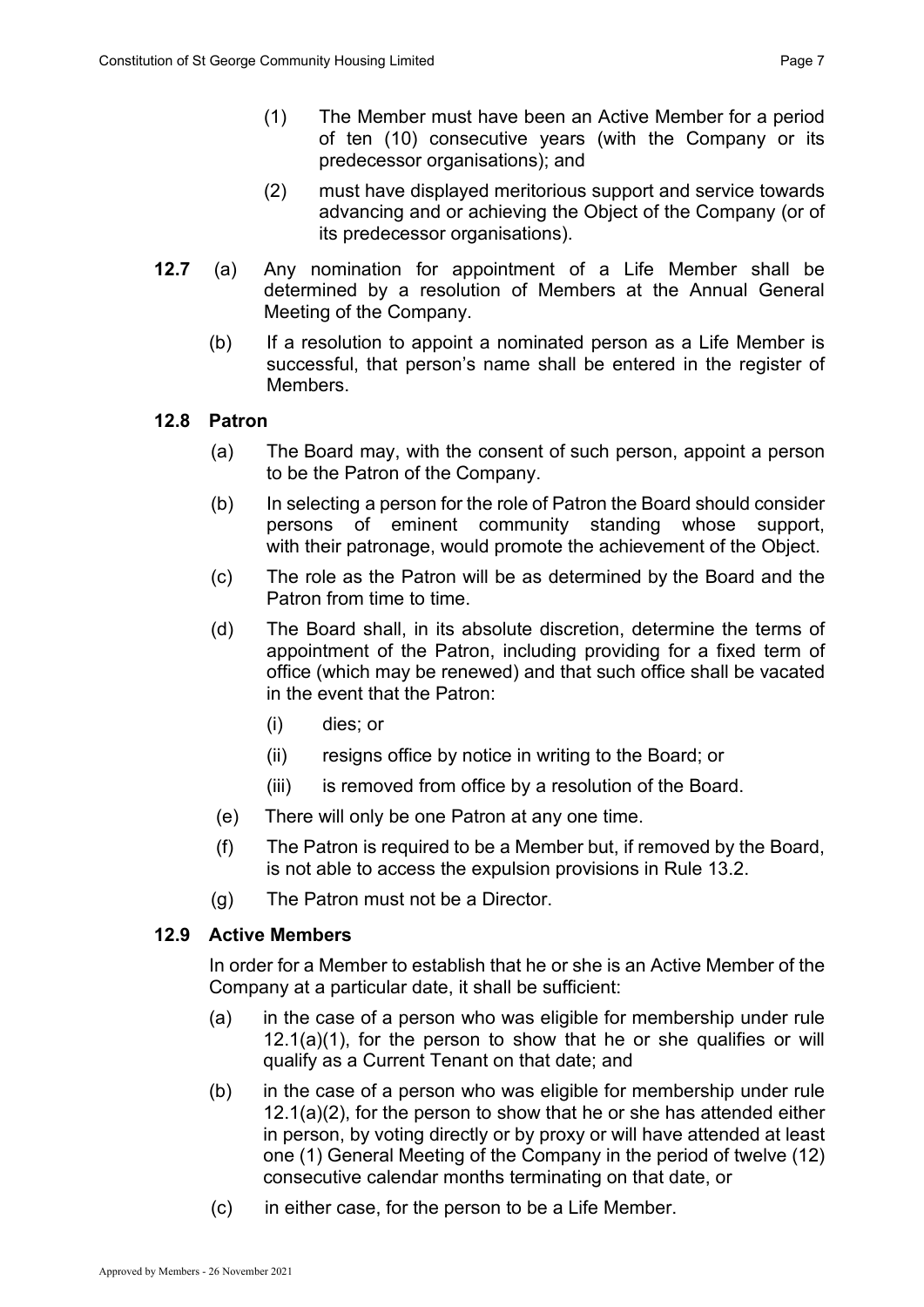(1) The Member must have been an Active Member for a period of ten (10) consecutive years (with the Company or its predecessor organisations); and

(2) must have displayed meritorious support and service towards advancing and or achieving the Object of the Company (or of its predecessor organisations).

**12.7** (a) Any nomination for appointment of a Life Member shall be determined by a resolution of Members at the Annual General Meeting of the Company.

(b) If a resolution to appoint a nominated person as a Life Member is successful, that person's name shall be entered in the register of Members.

**12.8 Patron**

(a) The Board may, with the consent of such person, appoint a person to be the Patron of the Company.

(b) In selecting a person for the role of Patron the Board should consider persons of eminent community standing whose support, with their patronage, would promote the achievement of the Object.

(c) The role as the Patron will be as determined by the Board and the Patron from time to time.

(d) The Board shall, in its absolute discretion, determine the terms of appointment of the Patron, including providing for a fixed term of office (which may be renewed) and that such office shall be vacated in the event that the Patron:

(i) dies; or

(ii) resigns office by notice in writing to the Board; or

(iii) is removed from office by a resolution of the Board.

(e) There will only be one Patron at any one time.

(f) The Patron is required to be a Member but, if removed by the Board, is not able to access the expulsion provisions in Rule 13.2.

(g) The Patron must not be a Director.

**12.9 Active Members**

In order for a Member to establish that he or she is an Active Member of the Company at a particular date, it shall be sufficient:

(a) in the case of a person who was eligible for membership under rule 12.1(a)(1), for the person to show that he or she qualifies or will qualify as a Current Tenant on that date; and

(b) in the case of a person who was eligible for membership under rule 12.1(a)(2), for the person to show that he or she has attended either in person, by voting directly or by proxy or will have attended at least one (1) General Meeting of the Company in the period of twelve (12) consecutive calendar months terminating on that date, or

(c) in either case, for the person to be a Life Member.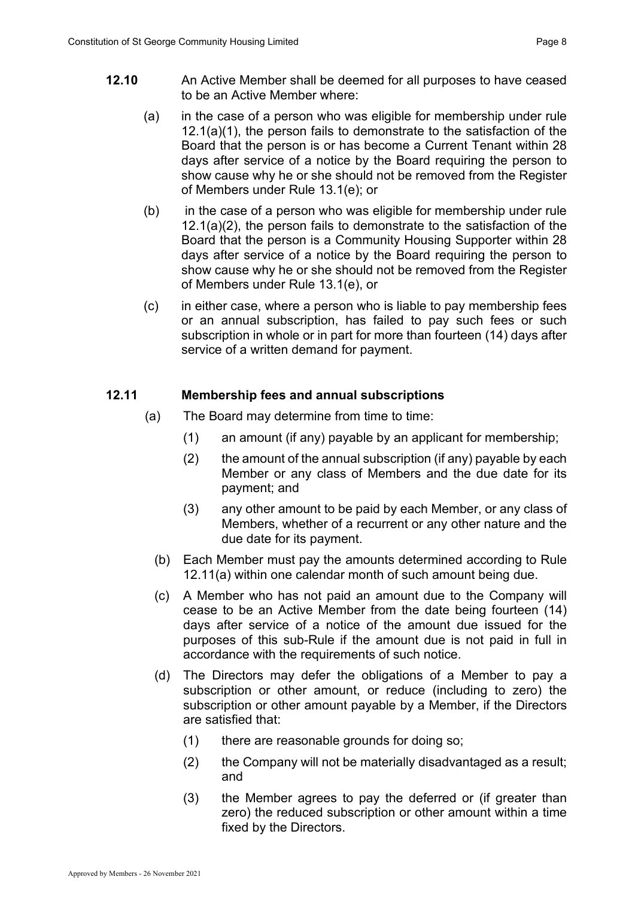**12.10** An Active Member shall be deemed for all purposes to have ceased to be an Active Member where:

(a) in the case of a person who was eligible for membership under rule 12.1(a)(1), the person fails to demonstrate to the satisfaction of the Board that the person is or has become a Current Tenant within 28 days after service of a notice by the Board requiring the person to show cause why he or she should not be removed from the Register of Members under Rule 13.1(e); or

(b) in the case of a person who was eligible for membership under rule 12.1(a)(2), the person fails to demonstrate to the satisfaction of the Board that the person is a Community Housing Supporter within 28 days after service of a notice by the Board requiring the person to show cause why he or she should not be removed from the Register of Members under Rule 13.1(e), or

(c) in either case, where a person who is liable to pay membership fees or an annual subscription, has failed to pay such fees or such subscription in whole or in part for more than fourteen (14) days after service of a written demand for payment.

## 12.11 Membership fees and annual subscriptions

(a) The Board may determine from time to time:

(1) an amount (if any) payable by an applicant for membership;

(2) the amount of the annual subscription (if any) payable by each Member or any class of Members and the due date for its payment; and

(3) any other amount to be paid by each Member, or any class of Members, whether of a recurrent or any other nature and the due date for its payment.

(b) Each Member must pay the amounts determined according to Rule 12.11(a) within one calendar month of such amount being due.

(c) A Member who has not paid an amount due to the Company will cease to be an Active Member from the date being fourteen (14) days after service of a notice of the amount due issued for the purposes of this sub-Rule if the amount due is not paid in full in accordance with the requirements of such notice.

(d) The Directors may defer the obligations of a Member to pay a subscription or other amount, or reduce (including to zero) the subscription or other amount payable by a Member, if the Directors are satisfied that:

(1) there are reasonable grounds for doing so;

(2) the Company will not be materially disadvantaged as a result; and

(3) the Member agrees to pay the deferred or (if greater than zero) the reduced subscription or other amount within a time fixed by the Directors.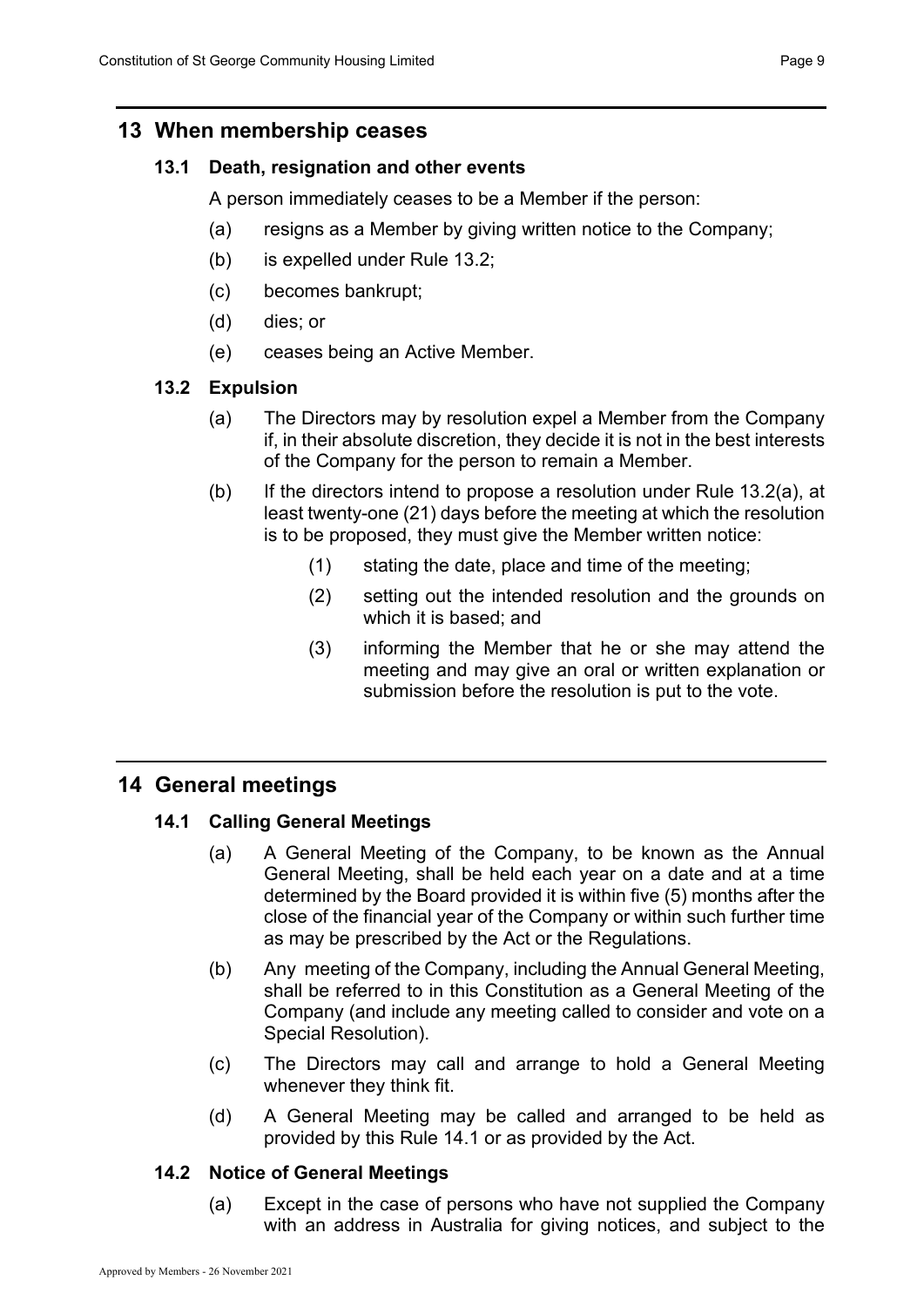## 13 When membership ceases

### 13.1 Death, resignation and other events

A person immediately ceases to be a Member if the person:

(a) resigns as a Member by giving written notice to the Company;

(b) is expelled under Rule 13.2;

(c) becomes bankrupt;

(d) dies; or

(e) ceases being an Active Member.

### 13.2 Expulsion

(a) The Directors may by resolution expel a Member from the Company if, in their absolute discretion, they decide it is not in the best interests of the Company for the person to remain a Member.

(b) If the directors intend to propose a resolution under Rule 13.2(a), at least twenty-one (21) days before the meeting at which the resolution is to be proposed, they must give the Member written notice:

   (1) stating the date, place and time of the meeting;

   (2) setting out the intended resolution and the grounds on which it is based; and

   (3) informing the Member that he or she may attend the meeting and may give an oral or written explanation or submission before the resolution is put to the vote.

## 14 General meetings

### 14.1 Calling General Meetings

(a) A General Meeting of the Company, to be known as the Annual General Meeting, shall be held each year on a date and at a time determined by the Board provided it is within five (5) months after the close of the financial year of the Company or within such further time as may be prescribed by the Act or the Regulations.

(b) Any meeting of the Company, including the Annual General Meeting, shall be referred to in this Constitution as a General Meeting of the Company (and include any meeting called to consider and vote on a Special Resolution).

(c) The Directors may call and arrange to hold a General Meeting whenever they think fit.

(d) A General Meeting may be called and arranged to be held as provided by this Rule 14.1 or as provided by the Act.

### 14.2 Notice of General Meetings

(a) Except in the case of persons who have not supplied the Company with an address in Australia for giving notices, and subject to the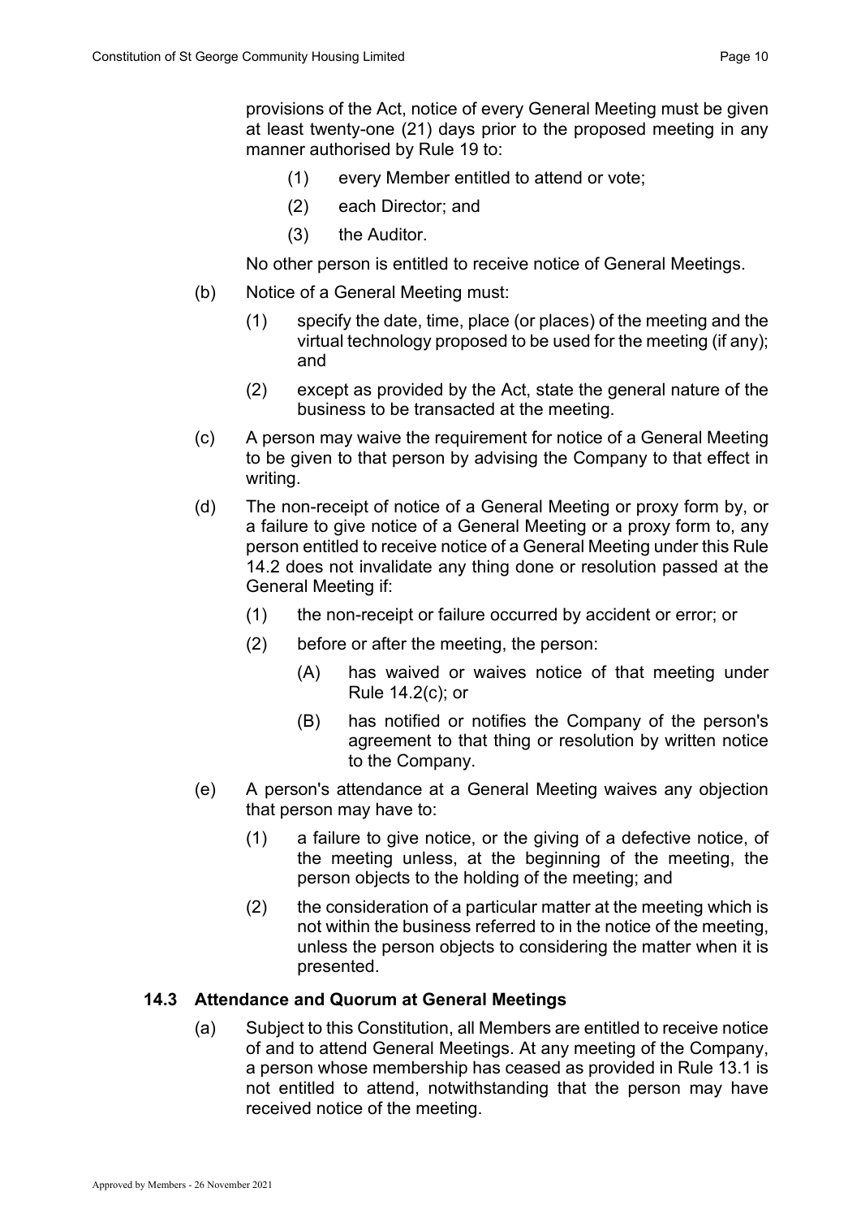provisions of the Act, notice of every General Meeting must be given at least twenty-one (21) days prior to the proposed meeting in any manner authorised by Rule 19 to:

(1) every Member entitled to attend or vote;

(2) each Director; and

(3) the Auditor.

No other person is entitled to receive notice of General Meetings.

(b) Notice of a General Meeting must:

(1) specify the date, time, place (or places) of the meeting and the virtual technology proposed to be used for the meeting (if any); and

(2) except as provided by the Act, state the general nature of the business to be transacted at the meeting.

(c) A person may waive the requirement for notice of a General Meeting to be given to that person by advising the Company to that effect in writing.

(d) The non-receipt of notice of a General Meeting or proxy form by, or a failure to give notice of a General Meeting or a proxy form to, any person entitled to receive notice of a General Meeting under this Rule 14.2 does not invalidate any thing done or resolution passed at the General Meeting if:

(1) the non-receipt or failure occurred by accident or error; or

(2) before or after the meeting, the person:

(A) has waived or waives notice of that meeting under Rule 14.2(c); or

(B) has notified or notifies the Company of the person's agreement to that thing or resolution by written notice to the Company.

(e) A person's attendance at a General Meeting waives any objection that person may have to:

(1) a failure to give notice, or the giving of a defective notice, of the meeting unless, at the beginning of the meeting, the person objects to the holding of the meeting; and

(2) the consideration of a particular matter at the meeting which is not within the business referred to in the notice of the meeting, unless the person objects to considering the matter when it is presented.

### 14.3 Attendance and Quorum at General Meetings

(a) Subject to this Constitution, all Members are entitled to receive notice of and to attend General Meetings. At any meeting of the Company, a person whose membership has ceased as provided in Rule 13.1 is not entitled to attend, notwithstanding that the person may have received notice of the meeting.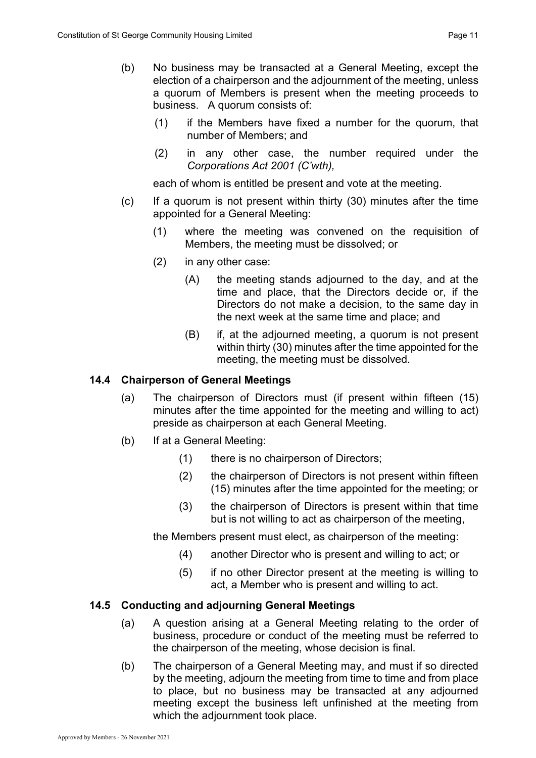(b) No business may be transacted at a General Meeting, except the election of a chairperson and the adjournment of the meeting, unless a quorum of Members is present when the meeting proceeds to business. A quorum consists of:

(1) if the Members have fixed a number for the quorum, that number of Members; and

(2) in any other case, the number required under the *Corporations Act 2001 (C'wth),*

each of whom is entitled be present and vote at the meeting.

(c) If a quorum is not present within thirty (30) minutes after the time appointed for a General Meeting:

(1) where the meeting was convened on the requisition of Members, the meeting must be dissolved; or

(2) in any other case:

(A) the meeting stands adjourned to the day, and at the time and place, that the Directors decide or, if the Directors do not make a decision, to the same day in the next week at the same time and place; and

(B) if, at the adjourned meeting, a quorum is not present within thirty (30) minutes after the time appointed for the meeting, the meeting must be dissolved.

### 14.4 Chairperson of General Meetings

(a) The chairperson of Directors must (if present within fifteen (15) minutes after the time appointed for the meeting and willing to act) preside as chairperson at each General Meeting.

(b) If at a General Meeting:

(1) there is no chairperson of Directors;

(2) the chairperson of Directors is not present within fifteen (15) minutes after the time appointed for the meeting; or

(3) the chairperson of Directors is present within that time but is not willing to act as chairperson of the meeting,

the Members present must elect, as chairperson of the meeting:

(4) another Director who is present and willing to act; or

(5) if no other Director present at the meeting is willing to act, a Member who is present and willing to act.

### 14.5 Conducting and adjourning General Meetings

(a) A question arising at a General Meeting relating to the order of business, procedure or conduct of the meeting must be referred to the chairperson of the meeting, whose decision is final.

(b) The chairperson of a General Meeting may, and must if so directed by the meeting, adjourn the meeting from time to time and from place to place, but no business may be transacted at any adjourned meeting except the business left unfinished at the meeting from which the adjournment took place.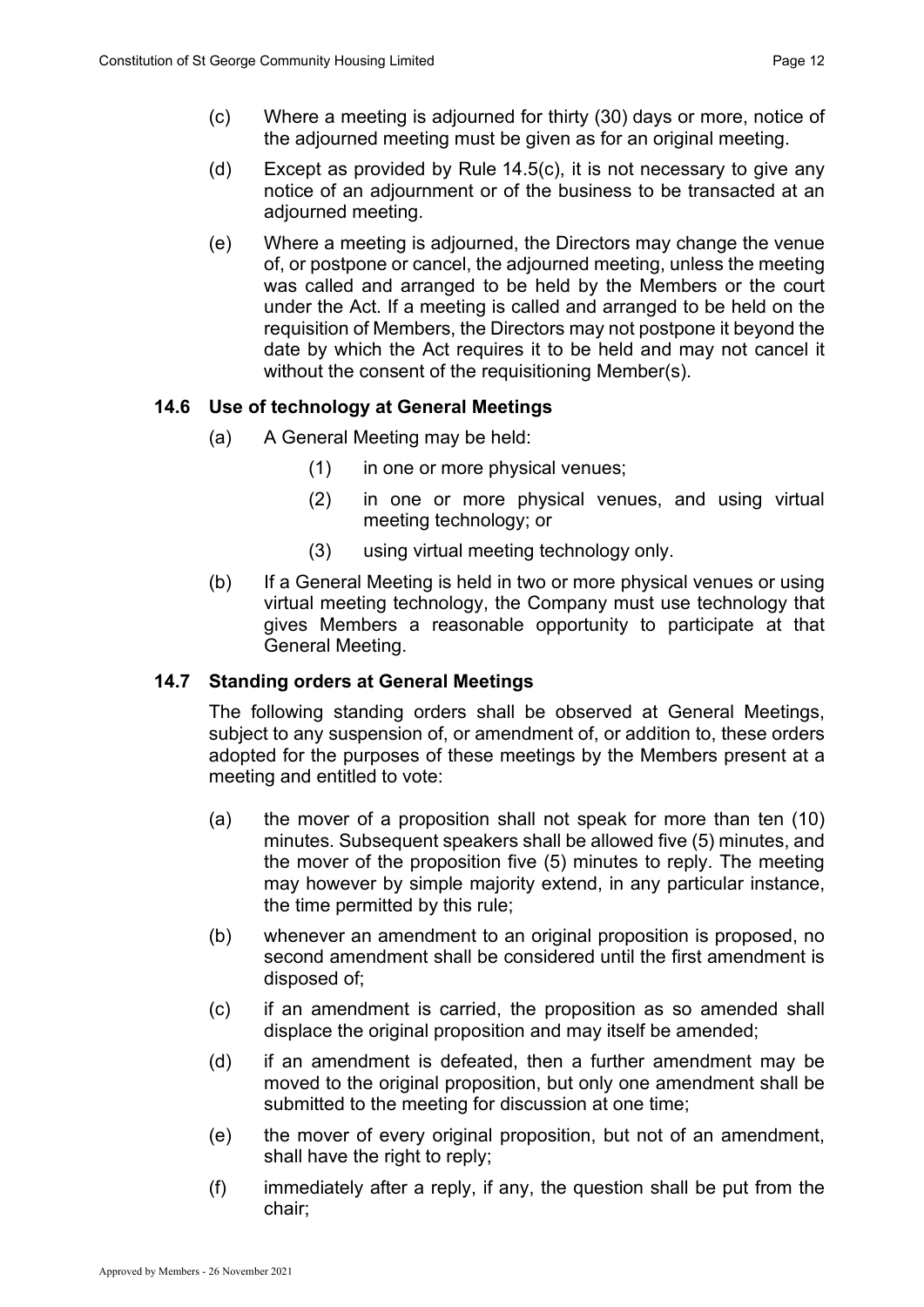(c) Where a meeting is adjourned for thirty (30) days or more, notice of the adjourned meeting must be given as for an original meeting.

(d) Except as provided by Rule 14.5(c), it is not necessary to give any notice of an adjournment or of the business to be transacted at an adjourned meeting.

(e) Where a meeting is adjourned, the Directors may change the venue of, or postpone or cancel, the adjourned meeting, unless the meeting was called and arranged to be held by the Members or the court under the Act. If a meeting is called and arranged to be held on the requisition of Members, the Directors may not postpone it beyond the date by which the Act requires it to be held and may not cancel it without the consent of the requisitioning Member(s).

### 14.6 Use of technology at General Meetings

(a) A General Meeting may be held:

  (1) in one or more physical venues;

  (2) in one or more physical venues, and using virtual meeting technology; or

  (3) using virtual meeting technology only.

(b) If a General Meeting is held in two or more physical venues or using virtual meeting technology, the Company must use technology that gives Members a reasonable opportunity to participate at that General Meeting.

### 14.7 Standing orders at General Meetings

The following standing orders shall be observed at General Meetings, subject to any suspension of, or amendment of, or addition to, these orders adopted for the purposes of these meetings by the Members present at a meeting and entitled to vote:

(a) the mover of a proposition shall not speak for more than ten (10) minutes. Subsequent speakers shall be allowed five (5) minutes, and the mover of the proposition five (5) minutes to reply. The meeting may however by simple majority extend, in any particular instance, the time permitted by this rule;

(b) whenever an amendment to an original proposition is proposed, no second amendment shall be considered until the first amendment is disposed of;

(c) if an amendment is carried, the proposition as so amended shall displace the original proposition and may itself be amended;

(d) if an amendment is defeated, then a further amendment may be moved to the original proposition, but only one amendment shall be submitted to the meeting for discussion at one time;

(e) the mover of every original proposition, but not of an amendment, shall have the right to reply;

(f) immediately after a reply, if any, the question shall be put from the chair;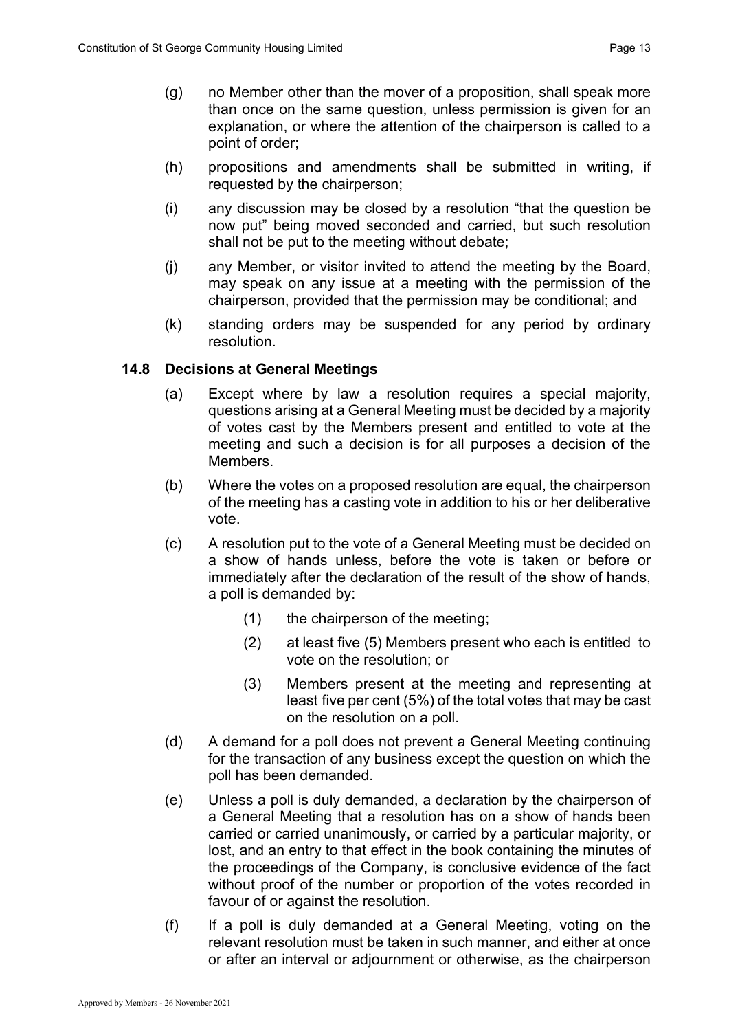(g) no Member other than the mover of a proposition, shall speak more than once on the same question, unless permission is given for an explanation, or where the attention of the chairperson is called to a point of order;

(h) propositions and amendments shall be submitted in writing, if requested by the chairperson;

(i) any discussion may be closed by a resolution "that the question be now put" being moved seconded and carried, but such resolution shall not be put to the meeting without debate;

(j) any Member, or visitor invited to attend the meeting by the Board, may speak on any issue at a meeting with the permission of the chairperson, provided that the permission may be conditional; and

(k) standing orders may be suspended for any period by ordinary resolution.

### 14.8 Decisions at General Meetings

(a) Except where by law a resolution requires a special majority, questions arising at a General Meeting must be decided by a majority of votes cast by the Members present and entitled to vote at the meeting and such a decision is for all purposes a decision of the Members.

(b) Where the votes on a proposed resolution are equal, the chairperson of the meeting has a casting vote in addition to his or her deliberative vote.

(c) A resolution put to the vote of a General Meeting must be decided on a show of hands unless, before the vote is taken or before or immediately after the declaration of the result of the show of hands, a poll is demanded by:

  (1) the chairperson of the meeting;

  (2) at least five (5) Members present who each is entitled to vote on the resolution; or

  (3) Members present at the meeting and representing at least five per cent (5%) of the total votes that may be cast on the resolution on a poll.

(d) A demand for a poll does not prevent a General Meeting continuing for the transaction of any business except the question on which the poll has been demanded.

(e) Unless a poll is duly demanded, a declaration by the chairperson of a General Meeting that a resolution has on a show of hands been carried or carried unanimously, or carried by a particular majority, or lost, and an entry to that effect in the book containing the minutes of the proceedings of the Company, is conclusive evidence of the fact without proof of the number or proportion of the votes recorded in favour of or against the resolution.

(f) If a poll is duly demanded at a General Meeting, voting on the relevant resolution must be taken in such manner, and either at once or after an interval or adjournment or otherwise, as the chairperson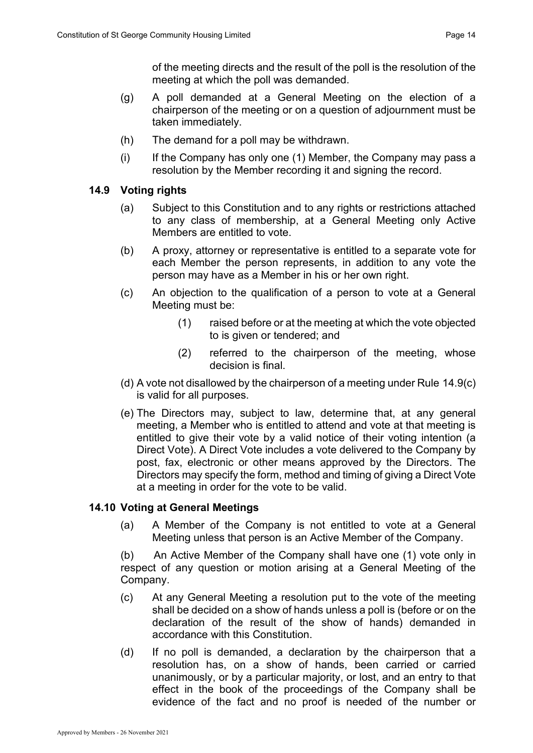of the meeting directs and the result of the poll is the resolution of the meeting at which the poll was demanded.

(g) A poll demanded at a General Meeting on the election of a chairperson of the meeting or on a question of adjournment must be taken immediately.

(h) The demand for a poll may be withdrawn.

(i) If the Company has only one (1) Member, the Company may pass a resolution by the Member recording it and signing the record.

### 14.9 Voting rights

(a) Subject to this Constitution and to any rights or restrictions attached to any class of membership, at a General Meeting only Active Members are entitled to vote.

(b) A proxy, attorney or representative is entitled to a separate vote for each Member the person represents, in addition to any vote the person may have as a Member in his or her own right.

(c) An objection to the qualification of a person to vote at a General Meeting must be:

(1) raised before or at the meeting at which the vote objected to is given or tendered; and

(2) referred to the chairperson of the meeting, whose decision is final.

(d) A vote not disallowed by the chairperson of a meeting under Rule 14.9(c) is valid for all purposes.

(e) The Directors may, subject to law, determine that, at any general meeting, a Member who is entitled to attend and vote at that meeting is entitled to give their vote by a valid notice of their voting intention (a Direct Vote). A Direct Vote includes a vote delivered to the Company by post, fax, electronic or other means approved by the Directors. The Directors may specify the form, method and timing of giving a Direct Vote at a meeting in order for the vote to be valid.

### 14.10 Voting at General Meetings

(a) A Member of the Company is not entitled to vote at a General Meeting unless that person is an Active Member of the Company.

(b) An Active Member of the Company shall have one (1) vote only in respect of any question or motion arising at a General Meeting of the Company.

(c) At any General Meeting a resolution put to the vote of the meeting shall be decided on a show of hands unless a poll is (before or on the declaration of the result of the show of hands) demanded in accordance with this Constitution.

(d) If no poll is demanded, a declaration by the chairperson that a resolution has, on a show of hands, been carried or carried unanimously, or by a particular majority, or lost, and an entry to that effect in the book of the proceedings of the Company shall be evidence of the fact and no proof is needed of the number or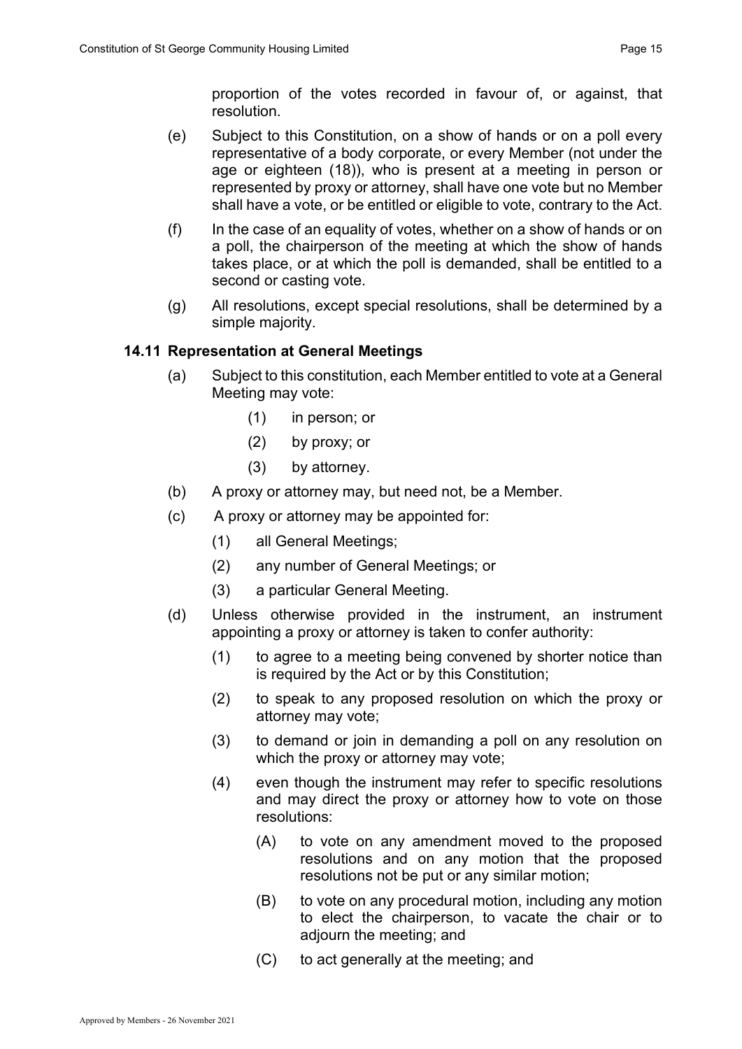proportion of the votes recorded in favour of, or against, that resolution.

(e) Subject to this Constitution, on a show of hands or on a poll every representative of a body corporate, or every Member (not under the age or eighteen (18)), who is present at a meeting in person or represented by proxy or attorney, shall have one vote but no Member shall have a vote, or be entitled or eligible to vote, contrary to the Act.

(f) In the case of an equality of votes, whether on a show of hands or on a poll, the chairperson of the meeting at which the show of hands takes place, or at which the poll is demanded, shall be entitled to a second or casting vote.

(g) All resolutions, except special resolutions, shall be determined by a simple majority.

### 14.11 Representation at General Meetings

(a) Subject to this constitution, each Member entitled to vote at a General Meeting may vote:

(1) in person; or

(2) by proxy; or

(3) by attorney.

(b) A proxy or attorney may, but need not, be a Member.

(c) A proxy or attorney may be appointed for:

(1) all General Meetings;

(2) any number of General Meetings; or

(3) a particular General Meeting.

(d) Unless otherwise provided in the instrument, an instrument appointing a proxy or attorney is taken to confer authority:

(1) to agree to a meeting being convened by shorter notice than is required by the Act or by this Constitution;

(2) to speak to any proposed resolution on which the proxy or attorney may vote;

(3) to demand or join in demanding a poll on any resolution on which the proxy or attorney may vote;

(4) even though the instrument may refer to specific resolutions and may direct the proxy or attorney how to vote on those resolutions:

(A) to vote on any amendment moved to the proposed resolutions and on any motion that the proposed resolutions not be put or any similar motion;

(B) to vote on any procedural motion, including any motion to elect the chairperson, to vacate the chair or to adjourn the meeting; and

(C) to act generally at the meeting; and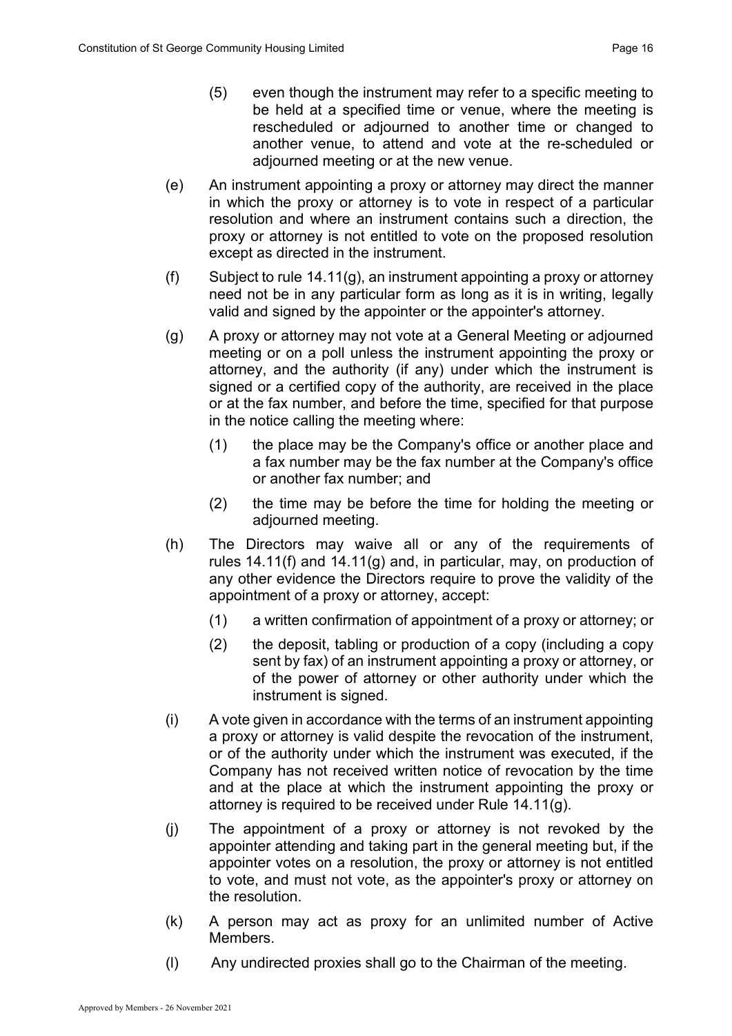(5) even though the instrument may refer to a specific meeting to be held at a specified time or venue, where the meeting is rescheduled or adjourned to another time or changed to another venue, to attend and vote at the re-scheduled or adjourned meeting or at the new venue.

(e) An instrument appointing a proxy or attorney may direct the manner in which the proxy or attorney is to vote in respect of a particular resolution and where an instrument contains such a direction, the proxy or attorney is not entitled to vote on the proposed resolution except as directed in the instrument.

(f) Subject to rule 14.11(g), an instrument appointing a proxy or attorney need not be in any particular form as long as it is in writing, legally valid and signed by the appointer or the appointer's attorney.

(g) A proxy or attorney may not vote at a General Meeting or adjourned meeting or on a poll unless the instrument appointing the proxy or attorney, and the authority (if any) under which the instrument is signed or a certified copy of the authority, are received in the place or at the fax number, and before the time, specified for that purpose in the notice calling the meeting where:

(1) the place may be the Company's office or another place and a fax number may be the fax number at the Company's office or another fax number; and

(2) the time may be before the time for holding the meeting or adjourned meeting.

(h) The Directors may waive all or any of the requirements of rules 14.11(f) and 14.11(g) and, in particular, may, on production of any other evidence the Directors require to prove the validity of the appointment of a proxy or attorney, accept:

(1) a written confirmation of appointment of a proxy or attorney; or

(2) the deposit, tabling or production of a copy (including a copy sent by fax) of an instrument appointing a proxy or attorney, or of the power of attorney or other authority under which the instrument is signed.

(i) A vote given in accordance with the terms of an instrument appointing a proxy or attorney is valid despite the revocation of the instrument, or of the authority under which the instrument was executed, if the Company has not received written notice of revocation by the time and at the place at which the instrument appointing the proxy or attorney is required to be received under Rule 14.11(g).

(j) The appointment of a proxy or attorney is not revoked by the appointer attending and taking part in the general meeting but, if the appointer votes on a resolution, the proxy or attorney is not entitled to vote, and must not vote, as the appointer's proxy or attorney on the resolution.

(k) A person may act as proxy for an unlimited number of Active Members.

(l) Any undirected proxies shall go to the Chairman of the meeting.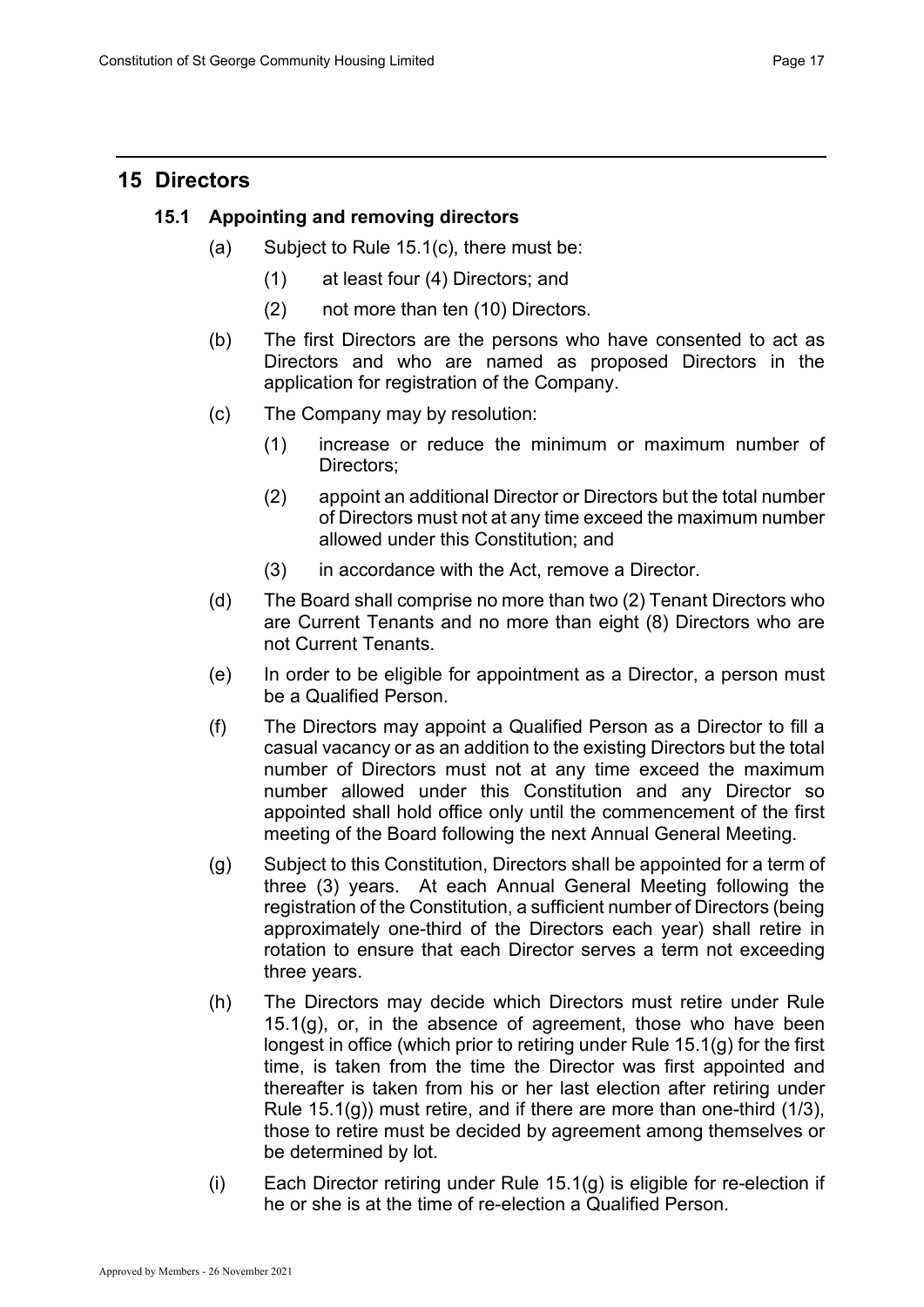## 15 Directors

### 15.1 Appointing and removing directors

(a) Subject to Rule 15.1(c), there must be:

(1) at least four (4) Directors; and

(2) not more than ten (10) Directors.

(b) The first Directors are the persons who have consented to act as Directors and who are named as proposed Directors in the application for registration of the Company.

(c) The Company may by resolution:

(1) increase or reduce the minimum or maximum number of Directors;

(2) appoint an additional Director or Directors but the total number of Directors must not at any time exceed the maximum number allowed under this Constitution; and

(3) in accordance with the Act, remove a Director.

(d) The Board shall comprise no more than two (2) Tenant Directors who are Current Tenants and no more than eight (8) Directors who are not Current Tenants.

(e) In order to be eligible for appointment as a Director, a person must be a Qualified Person.

(f) The Directors may appoint a Qualified Person as a Director to fill a casual vacancy or as an addition to the existing Directors but the total number of Directors must not at any time exceed the maximum number allowed under this Constitution and any Director so appointed shall hold office only until the commencement of the first meeting of the Board following the next Annual General Meeting.

(g) Subject to this Constitution, Directors shall be appointed for a term of three (3) years. At each Annual General Meeting following the registration of the Constitution, a sufficient number of Directors (being approximately one-third of the Directors each year) shall retire in rotation to ensure that each Director serves a term not exceeding three years.

(h) The Directors may decide which Directors must retire under Rule 15.1(g), or, in the absence of agreement, those who have been longest in office (which prior to retiring under Rule 15.1(g) for the first time, is taken from the time the Director was first appointed and thereafter is taken from his or her last election after retiring under Rule 15.1(g)) must retire, and if there are more than one-third (1/3), those to retire must be decided by agreement among themselves or be determined by lot.

(i) Each Director retiring under Rule 15.1(g) is eligible for re-election if he or she is at the time of re-election a Qualified Person.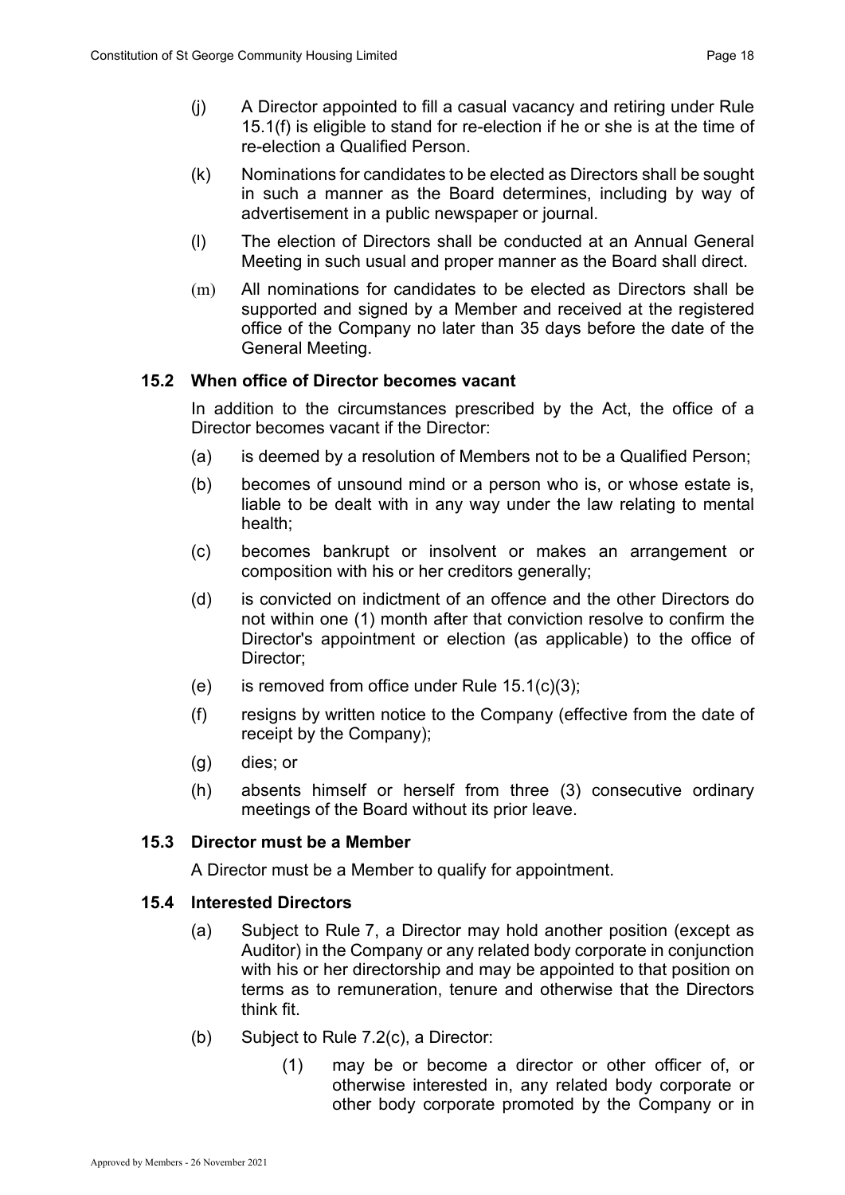(j) A Director appointed to fill a casual vacancy and retiring under Rule 15.1(f) is eligible to stand for re-election if he or she is at the time of re-election a Qualified Person.

(k) Nominations for candidates to be elected as Directors shall be sought in such a manner as the Board determines, including by way of advertisement in a public newspaper or journal.

(l) The election of Directors shall be conducted at an Annual General Meeting in such usual and proper manner as the Board shall direct.

(m) All nominations for candidates to be elected as Directors shall be supported and signed by a Member and received at the registered office of the Company no later than 35 days before the date of the General Meeting.

### 15.2 When office of Director becomes vacant

In addition to the circumstances prescribed by the Act, the office of a Director becomes vacant if the Director:

(a) is deemed by a resolution of Members not to be a Qualified Person;

(b) becomes of unsound mind or a person who is, or whose estate is, liable to be dealt with in any way under the law relating to mental health;

(c) becomes bankrupt or insolvent or makes an arrangement or composition with his or her creditors generally;

(d) is convicted on indictment of an offence and the other Directors do not within one (1) month after that conviction resolve to confirm the Director's appointment or election (as applicable) to the office of Director;

(e) is removed from office under Rule 15.1(c)(3);

(f) resigns by written notice to the Company (effective from the date of receipt by the Company);

(g) dies; or

(h) absents himself or herself from three (3) consecutive ordinary meetings of the Board without its prior leave.

### 15.3 Director must be a Member

A Director must be a Member to qualify for appointment.

### 15.4 Interested Directors

(a) Subject to Rule 7, a Director may hold another position (except as Auditor) in the Company or any related body corporate in conjunction with his or her directorship and may be appointed to that position on terms as to remuneration, tenure and otherwise that the Directors think fit.

(b) Subject to Rule 7.2(c), a Director:

(1) may be or become a director or other officer of, or otherwise interested in, any related body corporate or other body corporate promoted by the Company or in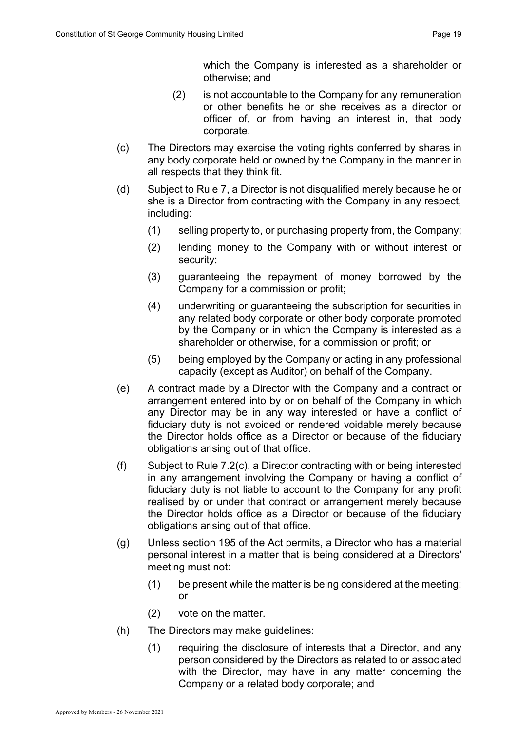which the Company is interested as a shareholder or otherwise; and

(2) is not accountable to the Company for any remuneration or other benefits he or she receives as a director or officer of, or from having an interest in, that body corporate.

(c) The Directors may exercise the voting rights conferred by shares in any body corporate held or owned by the Company in the manner in all respects that they think fit.

(d) Subject to Rule 7, a Director is not disqualified merely because he or she is a Director from contracting with the Company in any respect, including:

(1) selling property to, or purchasing property from, the Company;

(2) lending money to the Company with or without interest or security;

(3) guaranteeing the repayment of money borrowed by the Company for a commission or profit;

(4) underwriting or guaranteeing the subscription for securities in any related body corporate or other body corporate promoted by the Company or in which the Company is interested as a shareholder or otherwise, for a commission or profit; or

(5) being employed by the Company or acting in any professional capacity (except as Auditor) on behalf of the Company.

(e) A contract made by a Director with the Company and a contract or arrangement entered into by or on behalf of the Company in which any Director may be in any way interested or have a conflict of fiduciary duty is not avoided or rendered voidable merely because the Director holds office as a Director or because of the fiduciary obligations arising out of that office.

(f) Subject to Rule 7.2(c), a Director contracting with or being interested in any arrangement involving the Company or having a conflict of fiduciary duty is not liable to account to the Company for any profit realised by or under that contract or arrangement merely because the Director holds office as a Director or because of the fiduciary obligations arising out of that office.

(g) Unless section 195 of the Act permits, a Director who has a material personal interest in a matter that is being considered at a Directors' meeting must not:

(1) be present while the matter is being considered at the meeting; or

(2) vote on the matter.

(h) The Directors may make guidelines:

(1) requiring the disclosure of interests that a Director, and any person considered by the Directors as related to or associated with the Director, may have in any matter concerning the Company or a related body corporate; and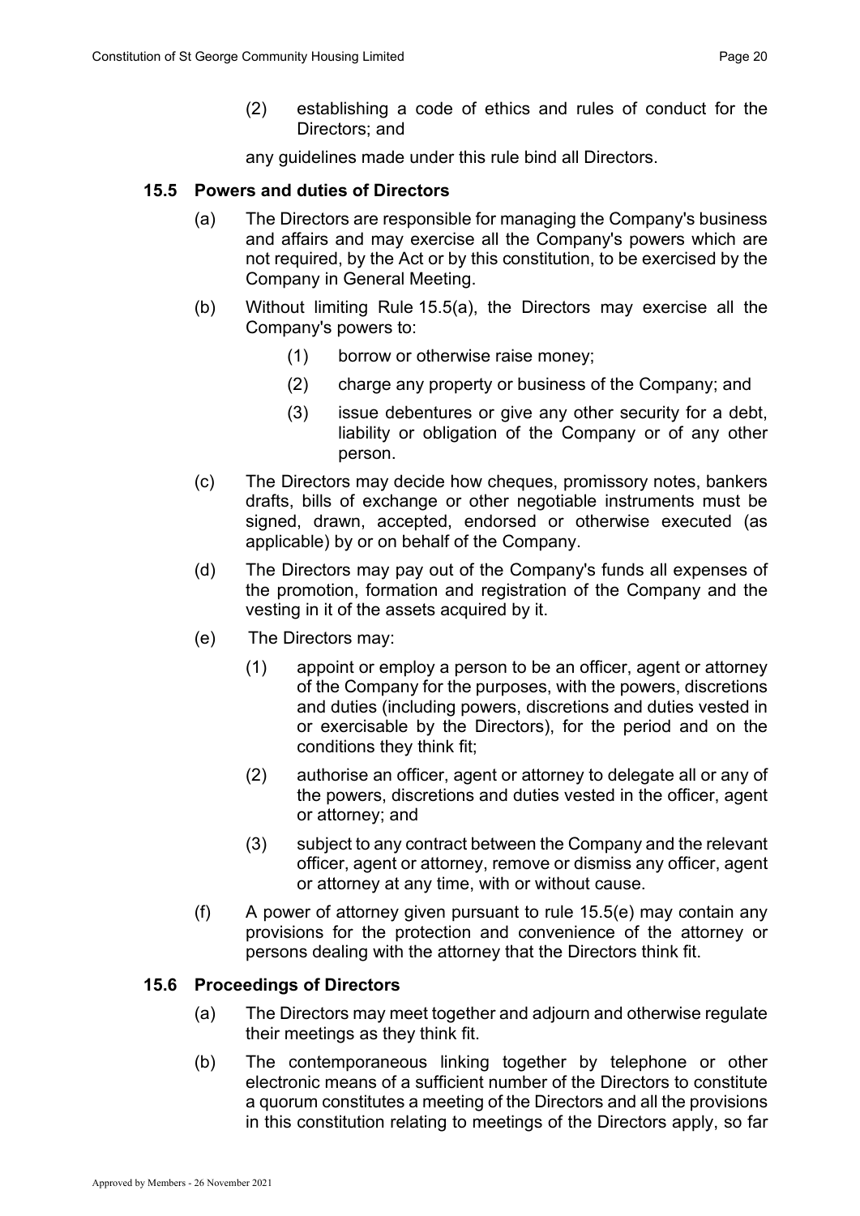(2) establishing a code of ethics and rules of conduct for the Directors; and

any guidelines made under this rule bind all Directors.

### 15.5 Powers and duties of Directors

(a) The Directors are responsible for managing the Company's business and affairs and may exercise all the Company's powers which are not required, by the Act or by this constitution, to be exercised by the Company in General Meeting.

(b) Without limiting Rule 15.5(a), the Directors may exercise all the Company's powers to:

   (1) borrow or otherwise raise money;

   (2) charge any property or business of the Company; and

   (3) issue debentures or give any other security for a debt, liability or obligation of the Company or of any other person.

(c) The Directors may decide how cheques, promissory notes, bankers drafts, bills of exchange or other negotiable instruments must be signed, drawn, accepted, endorsed or otherwise executed (as applicable) by or on behalf of the Company.

(d) The Directors may pay out of the Company's funds all expenses of the promotion, formation and registration of the Company and the vesting in it of the assets acquired by it.

(e) The Directors may:

   (1) appoint or employ a person to be an officer, agent or attorney of the Company for the purposes, with the powers, discretions and duties (including powers, discretions and duties vested in or exercisable by the Directors), for the period and on the conditions they think fit;

   (2) authorise an officer, agent or attorney to delegate all or any of the powers, discretions and duties vested in the officer, agent or attorney; and

   (3) subject to any contract between the Company and the relevant officer, agent or attorney, remove or dismiss any officer, agent or attorney at any time, with or without cause.

(f) A power of attorney given pursuant to rule 15.5(e) may contain any provisions for the protection and convenience of the attorney or persons dealing with the attorney that the Directors think fit.

### 15.6 Proceedings of Directors

(a) The Directors may meet together and adjourn and otherwise regulate their meetings as they think fit.

(b) The contemporaneous linking together by telephone or other electronic means of a sufficient number of the Directors to constitute a quorum constitutes a meeting of the Directors and all the provisions in this constitution relating to meetings of the Directors apply, so far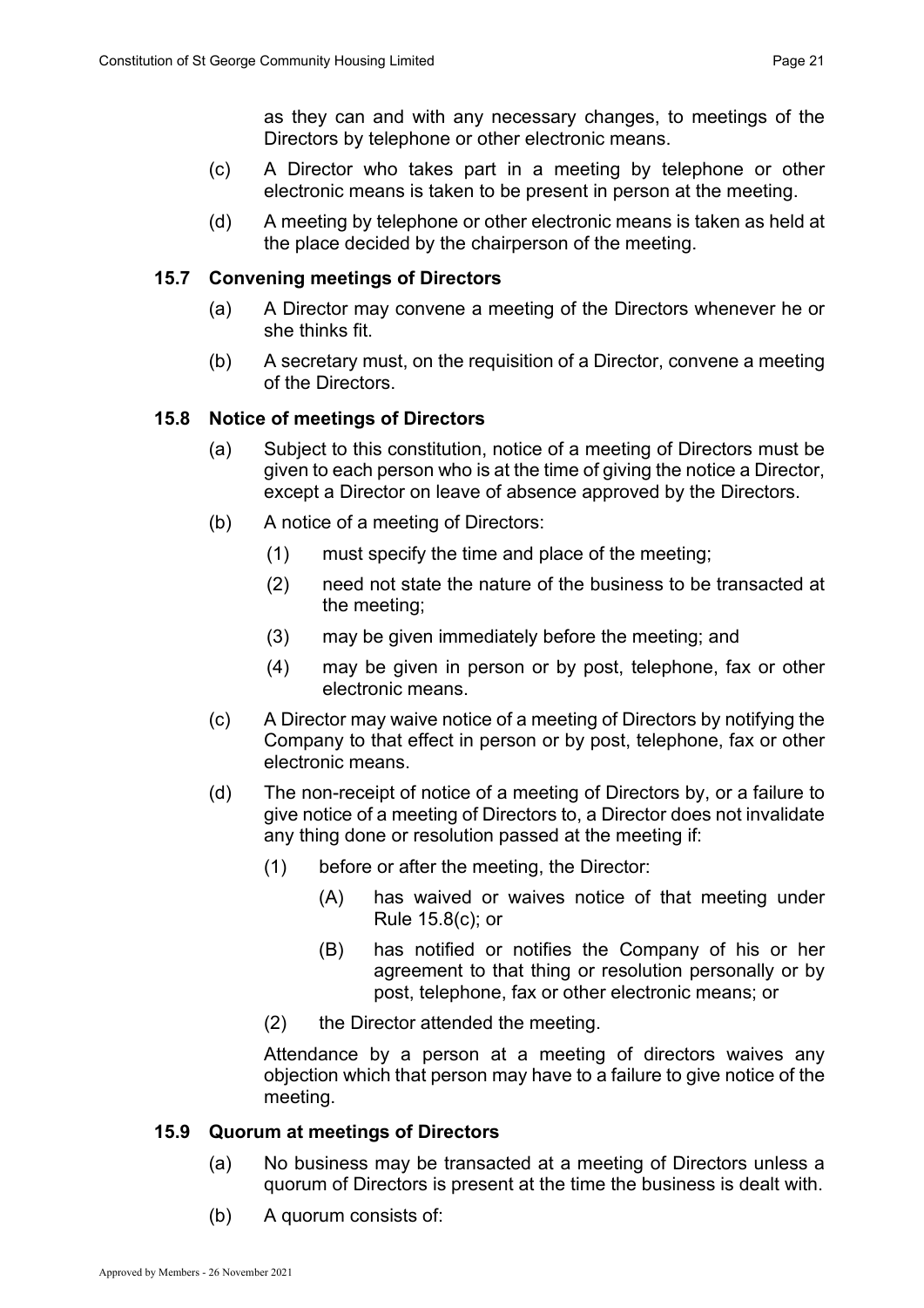as they can and with any necessary changes, to meetings of the Directors by telephone or other electronic means.

(c) A Director who takes part in a meeting by telephone or other electronic means is taken to be present in person at the meeting.

(d) A meeting by telephone or other electronic means is taken as held at the place decided by the chairperson of the meeting.

### 15.7 Convening meetings of Directors

(a) A Director may convene a meeting of the Directors whenever he or she thinks fit.

(b) A secretary must, on the requisition of a Director, convene a meeting of the Directors.

### 15.8 Notice of meetings of Directors

(a) Subject to this constitution, notice of a meeting of Directors must be given to each person who is at the time of giving the notice a Director, except a Director on leave of absence approved by the Directors.

(b) A notice of a meeting of Directors:

(1) must specify the time and place of the meeting;

(2) need not state the nature of the business to be transacted at the meeting;

(3) may be given immediately before the meeting; and

(4) may be given in person or by post, telephone, fax or other electronic means.

(c) A Director may waive notice of a meeting of Directors by notifying the Company to that effect in person or by post, telephone, fax or other electronic means.

(d) The non-receipt of notice of a meeting of Directors by, or a failure to give notice of a meeting of Directors to, a Director does not invalidate any thing done or resolution passed at the meeting if:

(1) before or after the meeting, the Director:

(A) has waived or waives notice of that meeting under Rule 15.8(c); or

(B) has notified or notifies the Company of his or her agreement to that thing or resolution personally or by post, telephone, fax or other electronic means; or

(2) the Director attended the meeting.

Attendance by a person at a meeting of directors waives any objection which that person may have to a failure to give notice of the meeting.

### 15.9 Quorum at meetings of Directors

(a) No business may be transacted at a meeting of Directors unless a quorum of Directors is present at the time the business is dealt with.

(b) A quorum consists of: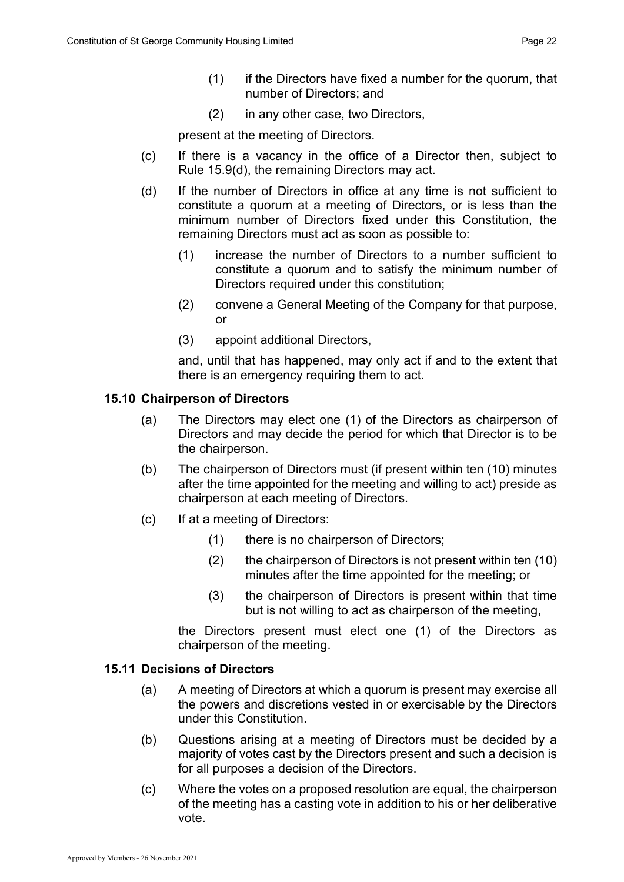(1) if the Directors have fixed a number for the quorum, that number of Directors; and

(2) in any other case, two Directors,

present at the meeting of Directors.

(c) If there is a vacancy in the office of a Director then, subject to Rule 15.9(d), the remaining Directors may act.

(d) If the number of Directors in office at any time is not sufficient to constitute a quorum at a meeting of Directors, or is less than the minimum number of Directors fixed under this Constitution, the remaining Directors must act as soon as possible to:

(1) increase the number of Directors to a number sufficient to constitute a quorum and to satisfy the minimum number of Directors required under this constitution;

(2) convene a General Meeting of the Company for that purpose, or

(3) appoint additional Directors,

and, until that has happened, may only act if and to the extent that there is an emergency requiring them to act.

### 15.10 Chairperson of Directors

(a) The Directors may elect one (1) of the Directors as chairperson of Directors and may decide the period for which that Director is to be the chairperson.

(b) The chairperson of Directors must (if present within ten (10) minutes after the time appointed for the meeting and willing to act) preside as chairperson at each meeting of Directors.

(c) If at a meeting of Directors:

(1) there is no chairperson of Directors;

(2) the chairperson of Directors is not present within ten (10) minutes after the time appointed for the meeting; or

(3) the chairperson of Directors is present within that time but is not willing to act as chairperson of the meeting,

the Directors present must elect one (1) of the Directors as chairperson of the meeting.

### 15.11 Decisions of Directors

(a) A meeting of Directors at which a quorum is present may exercise all the powers and discretions vested in or exercisable by the Directors under this Constitution.

(b) Questions arising at a meeting of Directors must be decided by a majority of votes cast by the Directors present and such a decision is for all purposes a decision of the Directors.

(c) Where the votes on a proposed resolution are equal, the chairperson of the meeting has a casting vote in addition to his or her deliberative vote.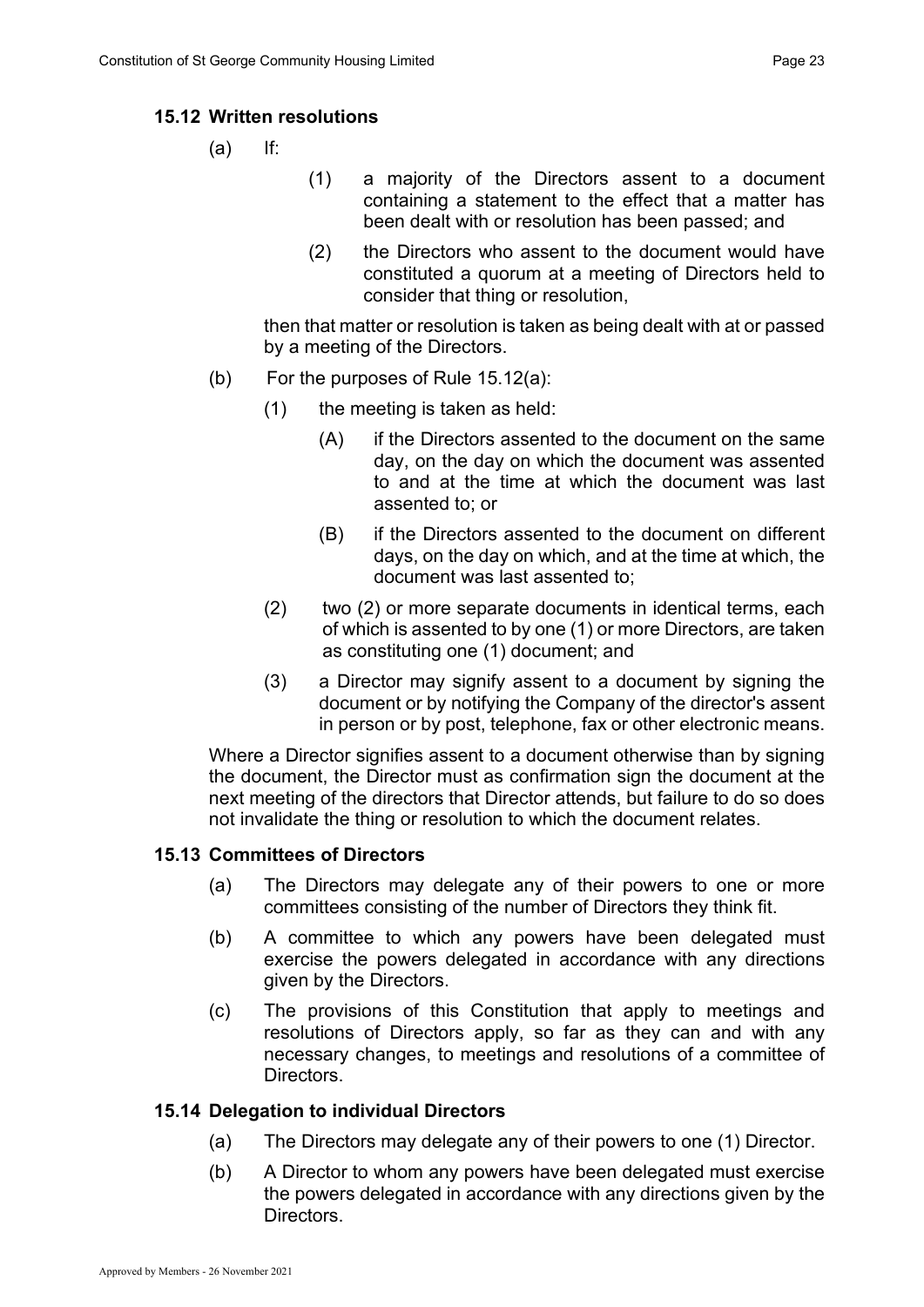### 15.12 Written resolutions

(a) If:

(1) a majority of the Directors assent to a document containing a statement to the effect that a matter has been dealt with or resolution has been passed; and

(2) the Directors who assent to the document would have constituted a quorum at a meeting of Directors held to consider that thing or resolution,

then that matter or resolution is taken as being dealt with at or passed by a meeting of the Directors.

(b) For the purposes of Rule 15.12(a):

(1) the meeting is taken as held:

(A) if the Directors assented to the document on the same day, on the day on which the document was assented to and at the time at which the document was last assented to; or

(B) if the Directors assented to the document on different days, on the day on which, and at the time at which, the document was last assented to;

(2) two (2) or more separate documents in identical terms, each of which is assented to by one (1) or more Directors, are taken as constituting one (1) document; and

(3) a Director may signify assent to a document by signing the document or by notifying the Company of the director's assent in person or by post, telephone, fax or other electronic means.

Where a Director signifies assent to a document otherwise than by signing the document, the Director must as confirmation sign the document at the next meeting of the directors that Director attends, but failure to do so does not invalidate the thing or resolution to which the document relates.

### 15.13 Committees of Directors

(a) The Directors may delegate any of their powers to one or more committees consisting of the number of Directors they think fit.

(b) A committee to which any powers have been delegated must exercise the powers delegated in accordance with any directions given by the Directors.

(c) The provisions of this Constitution that apply to meetings and resolutions of Directors apply, so far as they can and with any necessary changes, to meetings and resolutions of a committee of Directors.

### 15.14 Delegation to individual Directors

(a) The Directors may delegate any of their powers to one (1) Director.

(b) A Director to whom any powers have been delegated must exercise the powers delegated in accordance with any directions given by the Directors.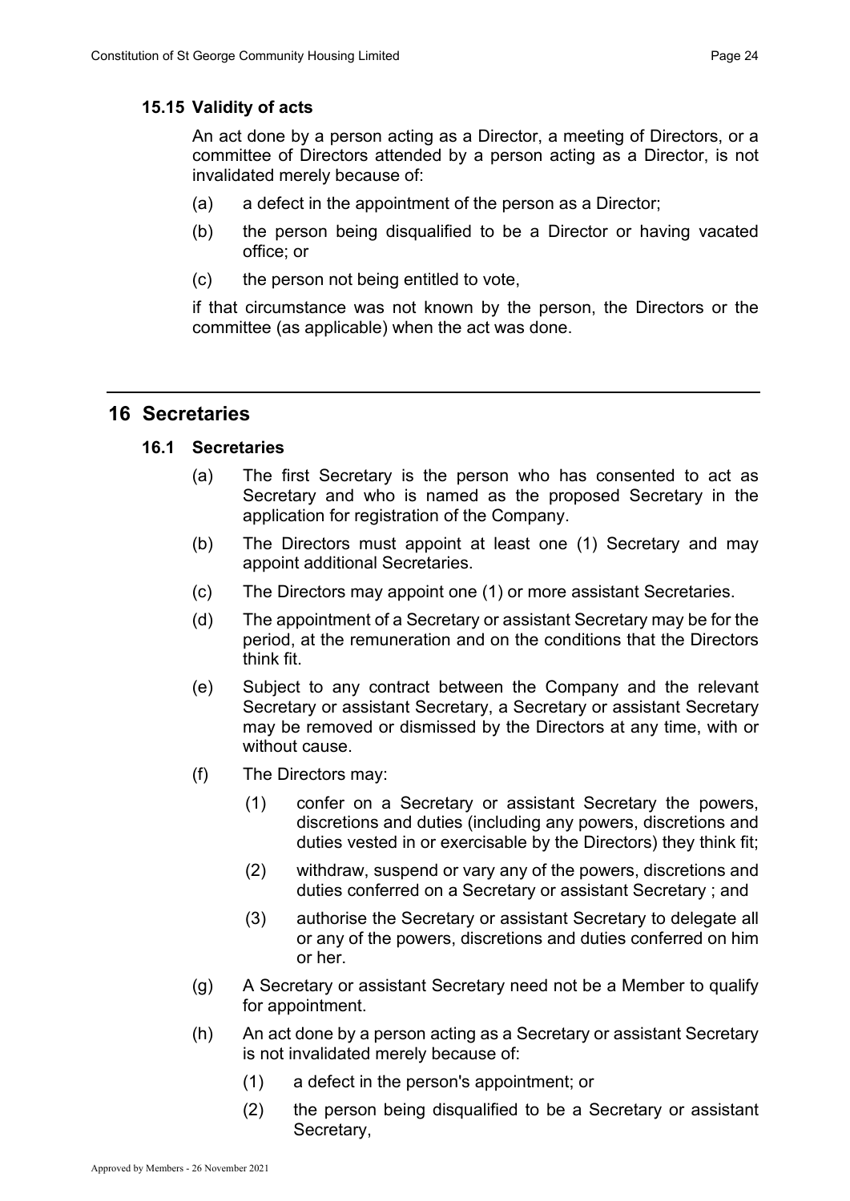### 15.15 Validity of acts

An act done by a person acting as a Director, a meeting of Directors, or a committee of Directors attended by a person acting as a Director, is not invalidated merely because of:

(a) a defect in the appointment of the person as a Director;

(b) the person being disqualified to be a Director or having vacated office; or

(c) the person not being entitled to vote,

if that circumstance was not known by the person, the Directors or the committee (as applicable) when the act was done.

## 16 Secretaries

### 16.1 Secretaries

(a) The first Secretary is the person who has consented to act as Secretary and who is named as the proposed Secretary in the application for registration of the Company.

(b) The Directors must appoint at least one (1) Secretary and may appoint additional Secretaries.

(c) The Directors may appoint one (1) or more assistant Secretaries.

(d) The appointment of a Secretary or assistant Secretary may be for the period, at the remuneration and on the conditions that the Directors think fit.

(e) Subject to any contract between the Company and the relevant Secretary or assistant Secretary, a Secretary or assistant Secretary may be removed or dismissed by the Directors at any time, with or without cause.

(f) The Directors may:

(1) confer on a Secretary or assistant Secretary the powers, discretions and duties (including any powers, discretions and duties vested in or exercisable by the Directors) they think fit;

(2) withdraw, suspend or vary any of the powers, discretions and duties conferred on a Secretary or assistant Secretary ; and

(3) authorise the Secretary or assistant Secretary to delegate all or any of the powers, discretions and duties conferred on him or her.

(g) A Secretary or assistant Secretary need not be a Member to qualify for appointment.

(h) An act done by a person acting as a Secretary or assistant Secretary is not invalidated merely because of:

(1) a defect in the person's appointment; or

(2) the person being disqualified to be a Secretary or assistant Secretary,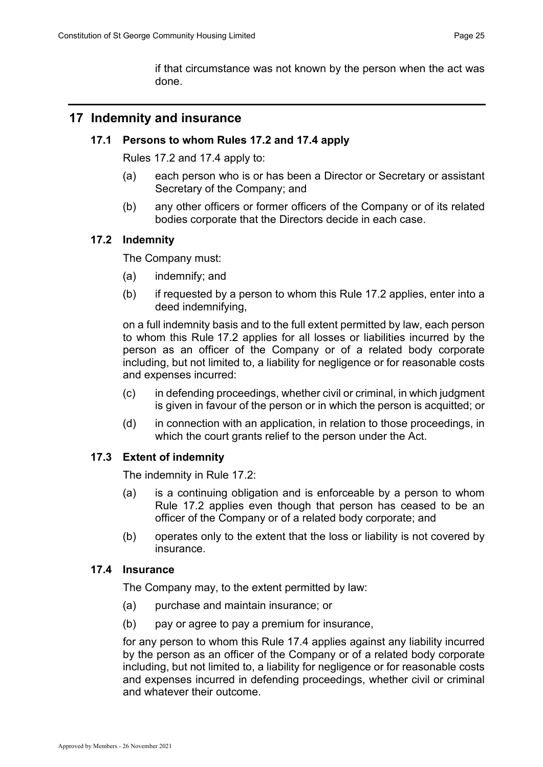if that circumstance was not known by the person when the act was done.

## 17 Indemnity and insurance

### 17.1 Persons to whom Rules 17.2 and 17.4 apply

Rules 17.2 and 17.4 apply to:

(a) each person who is or has been a Director or Secretary or assistant Secretary of the Company; and

(b) any other officers or former officers of the Company or of its related bodies corporate that the Directors decide in each case.

### 17.2 Indemnity

The Company must:

(a) indemnify; and

(b) if requested by a person to whom this Rule 17.2 applies, enter into a deed indemnifying,

on a full indemnity basis and to the full extent permitted by law, each person to whom this Rule 17.2 applies for all losses or liabilities incurred by the person as an officer of the Company or of a related body corporate including, but not limited to, a liability for negligence or for reasonable costs and expenses incurred:

(c) in defending proceedings, whether civil or criminal, in which judgment is given in favour of the person or in which the person is acquitted; or

(d) in connection with an application, in relation to those proceedings, in which the court grants relief to the person under the Act.

### 17.3 Extent of indemnity

The indemnity in Rule 17.2:

(a) is a continuing obligation and is enforceable by a person to whom Rule 17.2 applies even though that person has ceased to be an officer of the Company or of a related body corporate; and

(b) operates only to the extent that the loss or liability is not covered by insurance.

### 17.4 Insurance

The Company may, to the extent permitted by law:

(a) purchase and maintain insurance; or

(b) pay or agree to pay a premium for insurance,

for any person to whom this Rule 17.4 applies against any liability incurred by the person as an officer of the Company or of a related body corporate including, but not limited to, a liability for negligence or for reasonable costs and expenses incurred in defending proceedings, whether civil or criminal and whatever their outcome.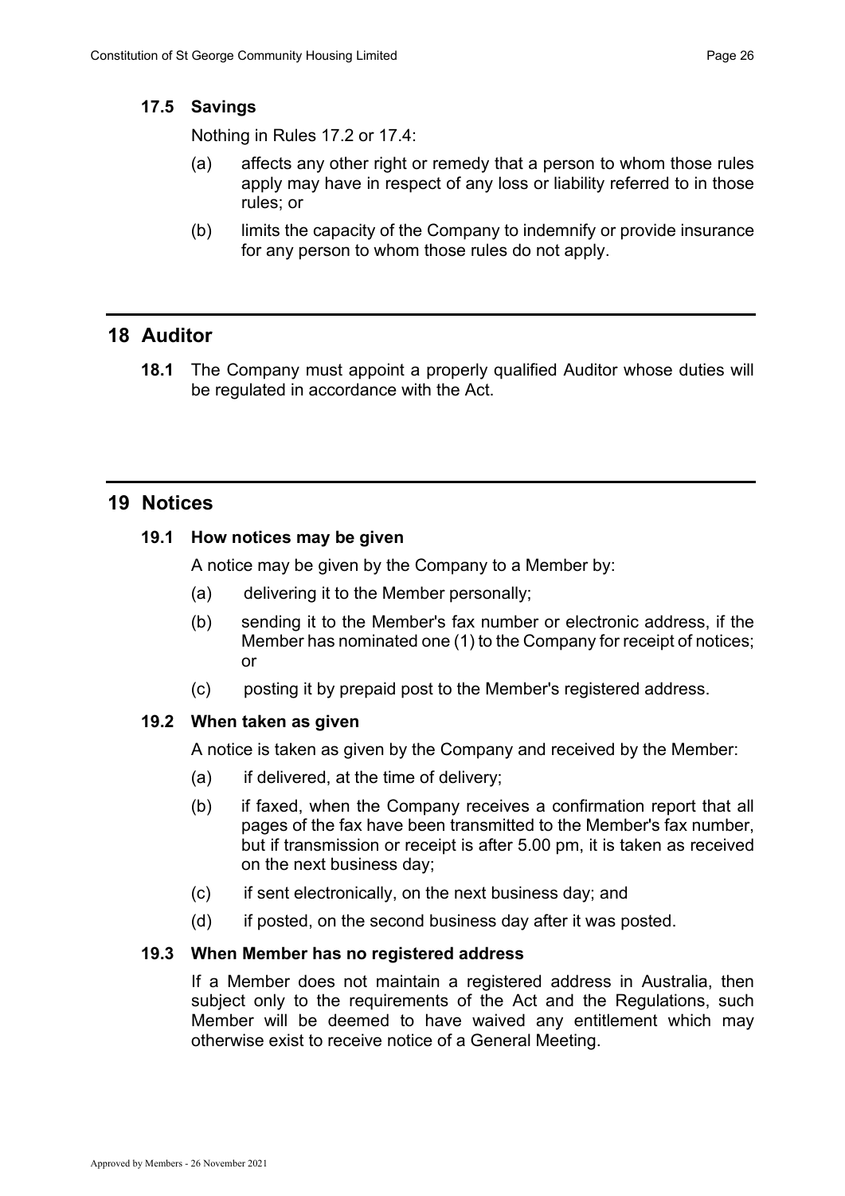### 17.5 Savings

Nothing in Rules 17.2 or 17.4:

(a) affects any other right or remedy that a person to whom those rules apply may have in respect of any loss or liability referred to in those rules; or

(b) limits the capacity of the Company to indemnify or provide insurance for any person to whom those rules do not apply.

## 18 Auditor

**18.1** The Company must appoint a properly qualified Auditor whose duties will be regulated in accordance with the Act.

## 19 Notices

### 19.1 How notices may be given

A notice may be given by the Company to a Member by:

(a) delivering it to the Member personally;

(b) sending it to the Member's fax number or electronic address, if the Member has nominated one (1) to the Company for receipt of notices; or

(c) posting it by prepaid post to the Member's registered address.

### 19.2 When taken as given

A notice is taken as given by the Company and received by the Member:

(a) if delivered, at the time of delivery;

(b) if faxed, when the Company receives a confirmation report that all pages of the fax have been transmitted to the Member's fax number, but if transmission or receipt is after 5.00 pm, it is taken as received on the next business day;

(c) if sent electronically, on the next business day; and

(d) if posted, on the second business day after it was posted.

### 19.3 When Member has no registered address

If a Member does not maintain a registered address in Australia, then subject only to the requirements of the Act and the Regulations, such Member will be deemed to have waived any entitlement which may otherwise exist to receive notice of a General Meeting.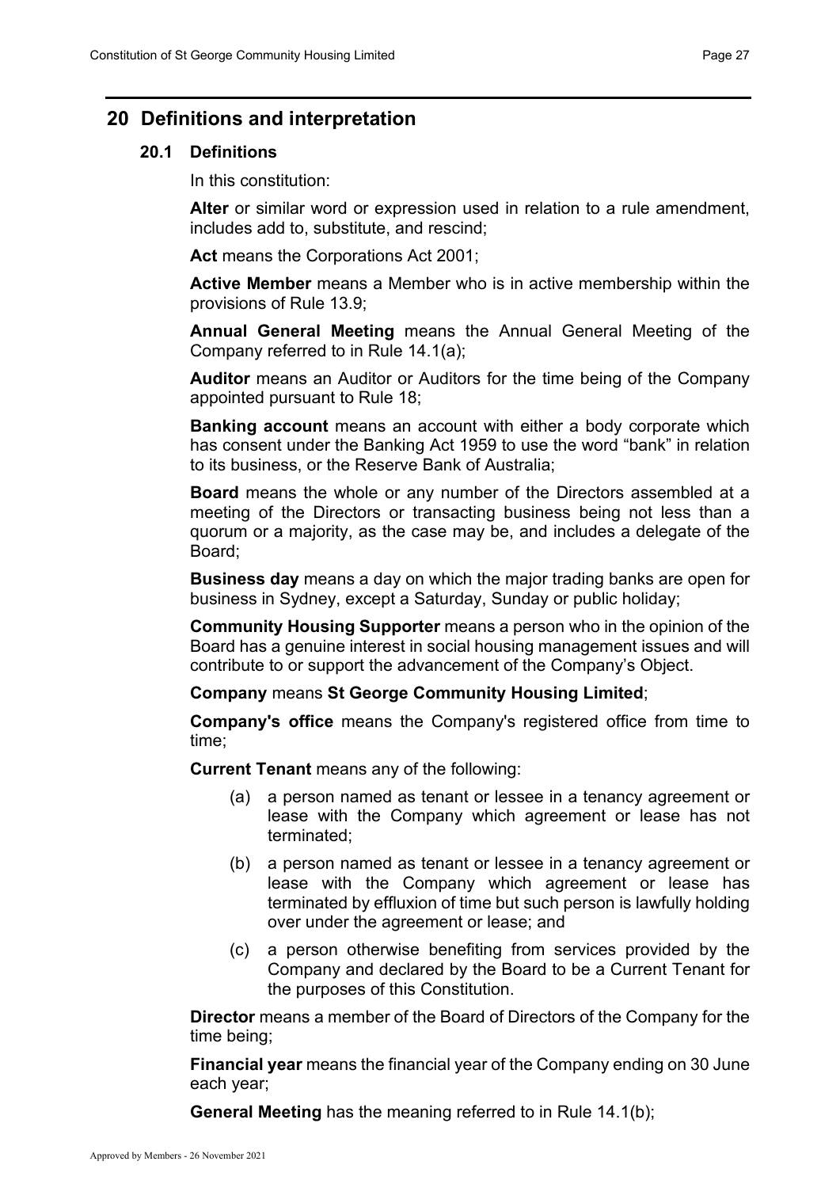## 20 Definitions and interpretation

### 20.1 Definitions

In this constitution:

**Alter** or similar word or expression used in relation to a rule amendment, includes add to, substitute, and rescind;

**Act** means the Corporations Act 2001;

**Active Member** means a Member who is in active membership within the provisions of Rule 13.9;

**Annual General Meeting** means the Annual General Meeting of the Company referred to in Rule 14.1(a);

**Auditor** means an Auditor or Auditors for the time being of the Company appointed pursuant to Rule 18;

**Banking account** means an account with either a body corporate which has consent under the Banking Act 1959 to use the word "bank" in relation to its business, or the Reserve Bank of Australia;

**Board** means the whole or any number of the Directors assembled at a meeting of the Directors or transacting business being not less than a quorum or a majority, as the case may be, and includes a delegate of the Board;

**Business day** means a day on which the major trading banks are open for business in Sydney, except a Saturday, Sunday or public holiday;

**Community Housing Supporter** means a person who in the opinion of the Board has a genuine interest in social housing management issues and will contribute to or support the advancement of the Company's Object.

**Company** means **St George Community Housing Limited**;

**Company's office** means the Company's registered office from time to time;

**Current Tenant** means any of the following:

(a) a person named as tenant or lessee in a tenancy agreement or lease with the Company which agreement or lease has not terminated;

(b) a person named as tenant or lessee in a tenancy agreement or lease with the Company which agreement or lease has terminated by effluxion of time but such person is lawfully holding over under the agreement or lease; and

(c) a person otherwise benefiting from services provided by the Company and declared by the Board to be a Current Tenant for the purposes of this Constitution.

**Director** means a member of the Board of Directors of the Company for the time being;

**Financial year** means the financial year of the Company ending on 30 June each year;

**General Meeting** has the meaning referred to in Rule 14.1(b);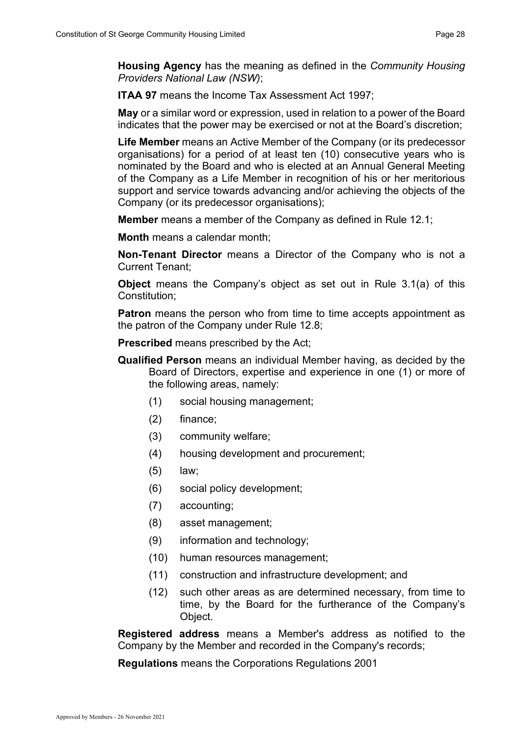**Housing Agency** has the meaning as defined in the *Community Housing Providers National Law (NSW)*;

**ITAA 97** means the Income Tax Assessment Act 1997;

**May** or a similar word or expression, used in relation to a power of the Board indicates that the power may be exercised or not at the Board's discretion;

**Life Member** means an Active Member of the Company (or its predecessor organisations) for a period of at least ten (10) consecutive years who is nominated by the Board and who is elected at an Annual General Meeting of the Company as a Life Member in recognition of his or her meritorious support and service towards advancing and/or achieving the objects of the Company (or its predecessor organisations);

**Member** means a member of the Company as defined in Rule 12.1;

**Month** means a calendar month;

**Non-Tenant Director** means a Director of the Company who is not a Current Tenant;

**Object** means the Company's object as set out in Rule 3.1(a) of this Constitution;

**Patron** means the person who from time to time accepts appointment as the patron of the Company under Rule 12.8;

**Prescribed** means prescribed by the Act;

**Qualified Person** means an individual Member having, as decided by the Board of Directors, expertise and experience in one (1) or more of the following areas, namely:

(1) social housing management;

(2) finance;

(3) community welfare;

(4) housing development and procurement;

(5) law;

(6) social policy development;

(7) accounting;

(8) asset management;

(9) information and technology;

(10) human resources management;

(11) construction and infrastructure development; and

(12) such other areas as are determined necessary, from time to time, by the Board for the furtherance of the Company's Object.

**Registered address** means a Member's address as notified to the Company by the Member and recorded in the Company's records;

**Regulations** means the Corporations Regulations 2001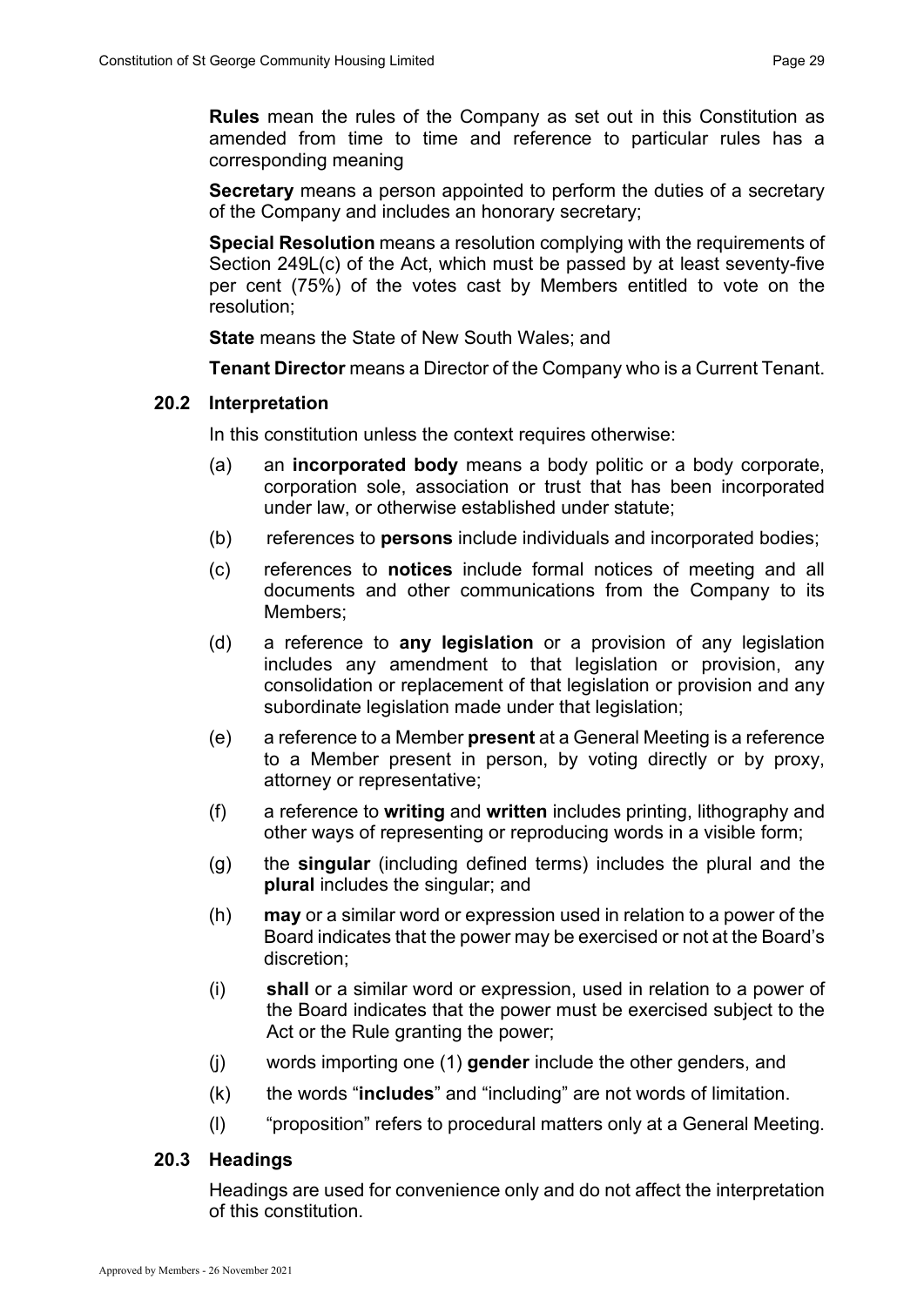**Rules** mean the rules of the Company as set out in this Constitution as amended from time to time and reference to particular rules has a corresponding meaning

**Secretary** means a person appointed to perform the duties of a secretary of the Company and includes an honorary secretary;

**Special Resolution** means a resolution complying with the requirements of Section 249L(c) of the Act, which must be passed by at least seventy-five per cent (75%) of the votes cast by Members entitled to vote on the resolution;

**State** means the State of New South Wales; and

**Tenant Director** means a Director of the Company who is a Current Tenant.

### 20.2 Interpretation

In this constitution unless the context requires otherwise:

(a) an **incorporated body** means a body politic or a body corporate, corporation sole, association or trust that has been incorporated under law, or otherwise established under statute;

(b) references to **persons** include individuals and incorporated bodies;

(c) references to **notices** include formal notices of meeting and all documents and other communications from the Company to its Members;

(d) a reference to **any legislation** or a provision of any legislation includes any amendment to that legislation or provision, any consolidation or replacement of that legislation or provision and any subordinate legislation made under that legislation;

(e) a reference to a Member **present** at a General Meeting is a reference to a Member present in person, by voting directly or by proxy, attorney or representative;

(f) a reference to **writing** and **written** includes printing, lithography and other ways of representing or reproducing words in a visible form;

(g) the **singular** (including defined terms) includes the plural and the **plural** includes the singular; and

(h) **may** or a similar word or expression used in relation to a power of the Board indicates that the power may be exercised or not at the Board's discretion;

(i) **shall** or a similar word or expression, used in relation to a power of the Board indicates that the power must be exercised subject to the Act or the Rule granting the power;

(j) words importing one (1) **gender** include the other genders, and

(k) the words "**includes**" and "including" are not words of limitation.

(l) "proposition" refers to procedural matters only at a General Meeting.

### 20.3 Headings

Headings are used for convenience only and do not affect the interpretation of this constitution.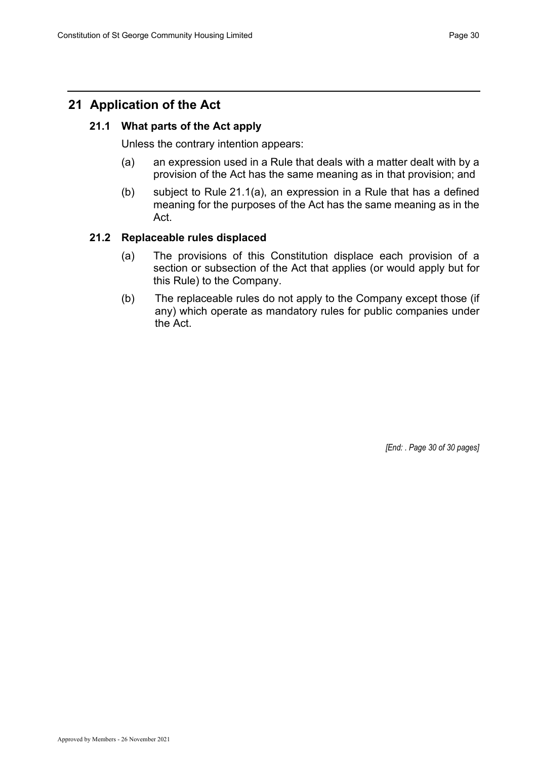## 21 Application of the Act

### 21.1 What parts of the Act apply

Unless the contrary intention appears:

(a) an expression used in a Rule that deals with a matter dealt with by a provision of the Act has the same meaning as in that provision; and

(b) subject to Rule 21.1(a), an expression in a Rule that has a defined meaning for the purposes of the Act has the same meaning as in the Act.

### 21.2 Replaceable rules displaced

(a) The provisions of this Constitution displace each provision of a section or subsection of the Act that applies (or would apply but for this Rule) to the Company.

(b) The replaceable rules do not apply to the Company except those (if any) which operate as mandatory rules for public companies under the Act.

*[End: . Page 30 of 30 pages]*